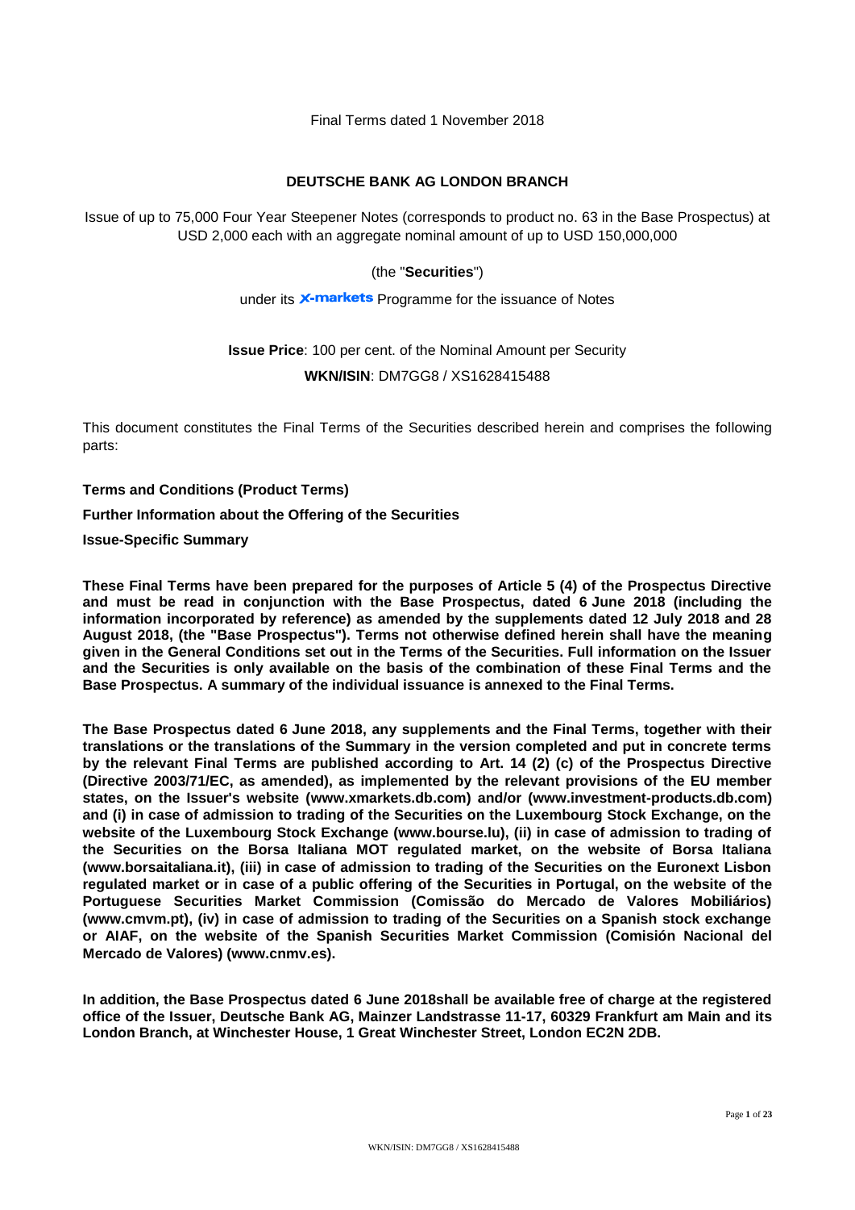Final Terms dated 1 November 2018

**DEUTSCHE BANK AG LONDON BRANCH**

Issue of up to 75,000 Four Year Steepener Notes (corresponds to product no. 63 in the Base Prospectus) at USD 2,000 each with an aggregate nominal amount of up to USD 150,000,000

(the "**Securities**")

under its X-markets Programme for the issuance of Notes

**Issue Price**: 100 per cent. of the Nominal Amount per Security

**WKN/ISIN**: DM7GG8 / XS1628415488

This document constitutes the Final Terms of the Securities described herein and comprises the following parts:

**Terms and Conditions (Product Terms)**

**Further Information about the Offering of the Securities**

**Issue-Specific Summary**

**These Final Terms have been prepared for the purposes of Article 5 (4) of the Prospectus Directive and must be read in conjunction with the Base Prospectus, dated 6 June 2018 (including the information incorporated by reference) as amended by the supplements dated 12 July 2018 and 28 August 2018, (the "Base Prospectus"). Terms not otherwise defined herein shall have the meaning given in the General Conditions set out in the Terms of the Securities. Full information on the Issuer and the Securities is only available on the basis of the combination of these Final Terms and the Base Prospectus. A summary of the individual issuance is annexed to the Final Terms.**

**The Base Prospectus dated 6 June 2018, any supplements and the Final Terms, together with their translations or the translations of the Summary in the version completed and put in concrete terms by the relevant Final Terms are published according to Art. 14 (2) (c) of the Prospectus Directive (Directive 2003/71/EC, as amended), as implemented by the relevant provisions of the EU member states, on the Issuer's website (www.xmarkets.db.com) and/or (www.investment-products.db.com) and (i) in case of admission to trading of the Securities on the Luxembourg Stock Exchange, on the website of the Luxembourg Stock Exchange (www.bourse.lu), (ii) in case of admission to trading of the Securities on the Borsa Italiana MOT regulated market, on the website of Borsa Italiana (www.borsaitaliana.it), (iii) in case of admission to trading of the Securities on the Euronext Lisbon regulated market or in case of a public offering of the Securities in Portugal, on the website of the Portuguese Securities Market Commission (Comissão do Mercado de Valores Mobiliários) (www.cmvm.pt), (iv) in case of admission to trading of the Securities on a Spanish stock exchange or AIAF, on the website of the Spanish Securities Market Commission (Comisión Nacional del Mercado de Valores) (www.cnmv.es).**

**In addition, the Base Prospectus dated 6 June 2018shall be available free of charge at the registered office of the Issuer, Deutsche Bank AG, Mainzer Landstrasse 11-17, 60329 Frankfurt am Main and its London Branch, at Winchester House, 1 Great Winchester Street, London EC2N 2DB.**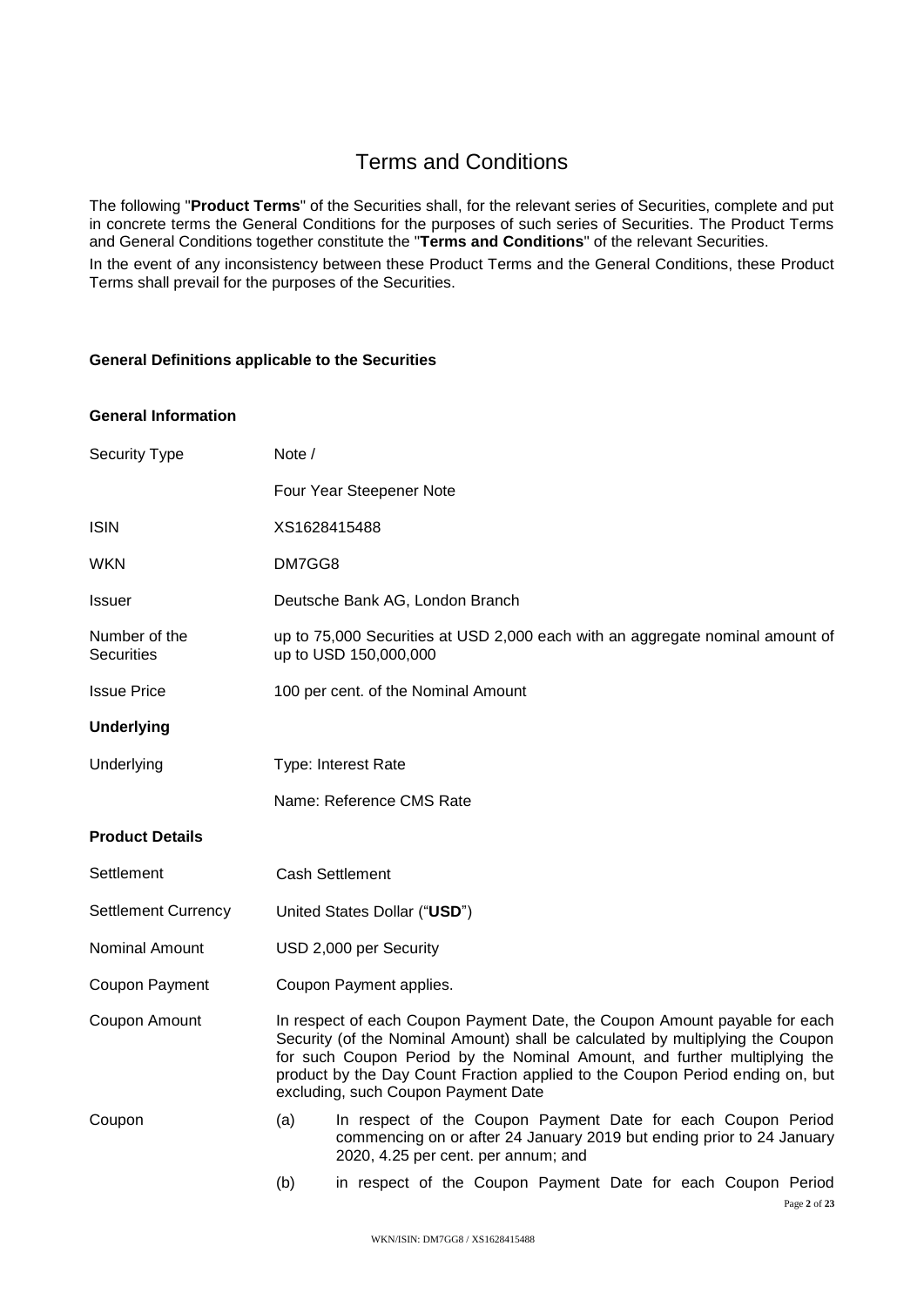# Terms and Conditions

The following "**Product Terms**" of the Securities shall, for the relevant series of Securities, complete and put in concrete terms the General Conditions for the purposes of such series of Securities. The Product Terms and General Conditions together constitute the "**Terms and Conditions**" of the relevant Securities.

In the event of any inconsistency between these Product Terms and the General Conditions, these Product Terms shall prevail for the purposes of the Securities.

**General Definitions applicable to the Securities**

**General Information**

| | |
|---|---|
| Security Type | Note / <br><br> Four Year Steepener Note |
| ISIN | XS1628415488 |
| WKN | DM7GG8 |
| Issuer | Deutsche Bank AG, London Branch |
| Number of the Securities | up to 75,000 Securities at USD 2,000 each with an aggregate nominal amount of up to USD 150,000,000 |
| Issue Price | 100 per cent. of the Nominal Amount |

**Underlying**

| | |
|---|---|
| Underlying | Type: Interest Rate <br><br> Name: Reference CMS Rate |

**Product Details**

| | |
|---|---|
| Settlement | Cash Settlement |
| Settlement Currency | United States Dollar ("**USD**") |
| Nominal Amount | USD 2,000 per Security |
| Coupon Payment | Coupon Payment applies. |
| Coupon Amount | In respect of each Coupon Payment Date, the Coupon Amount payable for each Security (of the Nominal Amount) shall be calculated by multiplying the Coupon for such Coupon Period by the Nominal Amount, and further multiplying the product by the Day Count Fraction applied to the Coupon Period ending on, but excluding, such Coupon Payment Date |
| Coupon | (a) In respect of the Coupon Payment Date for each Coupon Period commencing on or after 24 January 2019 but ending prior to 24 January 2020, 4.25 per cent. per annum; and <br><br> (b) in respect of the Coupon Payment Date for each Coupon Period |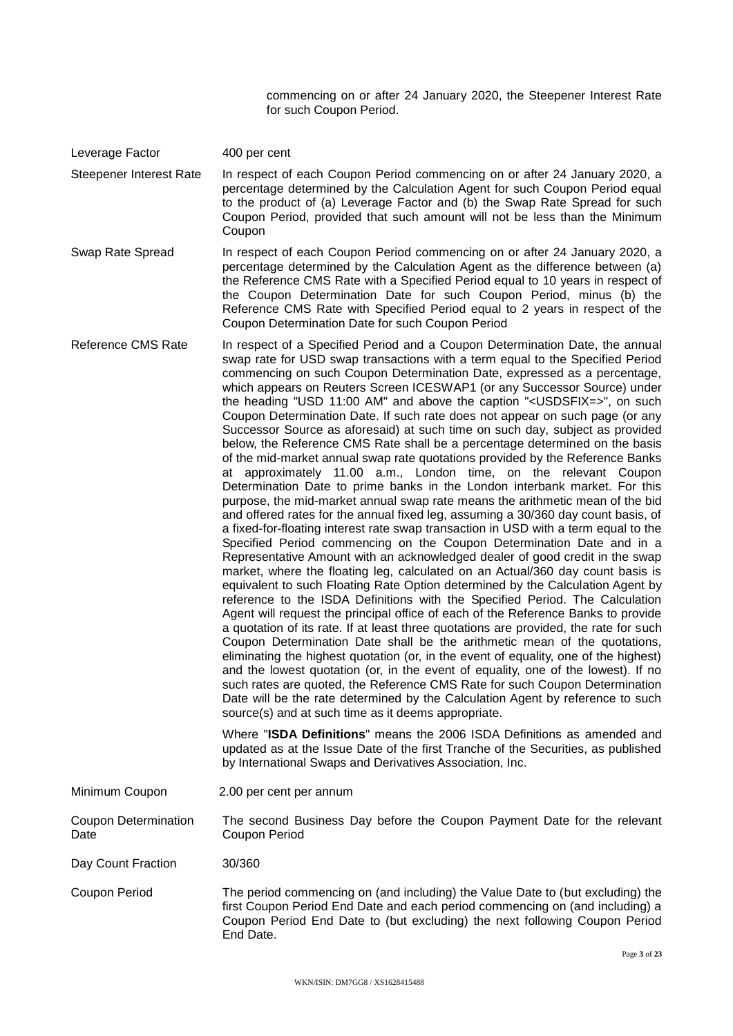|  | commencing on or after 24 January 2020, the Steepener Interest Rate for such Coupon Period. |
| --- | --- |
| Leverage Factor | 400 per cent |
| Steepener Interest Rate | In respect of each Coupon Period commencing on or after 24 January 2020, a percentage determined by the Calculation Agent for such Coupon Period equal to the product of (a) Leverage Factor and (b) the Swap Rate Spread for such Coupon Period, provided that such amount will not be less than the Minimum Coupon |
| Swap Rate Spread | In respect of each Coupon Period commencing on or after 24 January 2020, a percentage determined by the Calculation Agent as the difference between (a) the Reference CMS Rate with a Specified Period equal to 10 years in respect of the Coupon Determination Date for such Coupon Period, minus (b) the Reference CMS Rate with Specified Period equal to 2 years in respect of the Coupon Determination Date for such Coupon Period |
| Reference CMS Rate | In respect of a Specified Period and a Coupon Determination Date, the annual swap rate for USD swap transactions with a term equal to the Specified Period commencing on such Coupon Determination Date, expressed as a percentage, which appears on Reuters Screen ICESWAP1 (or any Successor Source) under the heading "USD 11:00 AM" and above the caption "<USDSFIX=>", on such Coupon Determination Date. If such rate does not appear on such page (or any Successor Source as aforesaid) at such time on such day, subject as provided below, the Reference CMS Rate shall be a percentage determined on the basis of the mid-market annual swap rate quotations provided by the Reference Banks at approximately 11.00 a.m., London time, on the relevant Coupon Determination Date to prime banks in the London interbank market. For this purpose, the mid-market annual swap rate means the arithmetic mean of the bid and offered rates for the annual fixed leg, assuming a 30/360 day count basis, of a fixed-for-floating interest rate swap transaction in USD with a term equal to the Specified Period commencing on the Coupon Determination Date and in a Representative Amount with an acknowledged dealer of good credit in the swap market, where the floating leg, calculated on an Actual/360 day count basis is equivalent to such Floating Rate Option determined by the Calculation Agent by reference to the ISDA Definitions with the Specified Period. The Calculation Agent will request the principal office of each of the Reference Banks to provide a quotation of its rate. If at least three quotations are provided, the rate for such Coupon Determination Date shall be the arithmetic mean of the quotations, eliminating the highest quotation (or, in the event of equality, one of the highest) and the lowest quotation (or, in the event of equality, one of the lowest). If no such rates are quoted, the Reference CMS Rate for such Coupon Determination Date will be the rate determined by the Calculation Agent by reference to such source(s) and at such time as it deems appropriate.<br><br>Where "**ISDA Definitions**" means the 2006 ISDA Definitions as amended and updated as at the Issue Date of the first Tranche of the Securities, as published by International Swaps and Derivatives Association, Inc. |
| Minimum Coupon | 2.00 per cent per annum |
| Coupon Determination Date | The second Business Day before the Coupon Payment Date for the relevant Coupon Period |
| Day Count Fraction | 30/360 |
| Coupon Period | The period commencing on (and including) the Value Date to (but excluding) the first Coupon Period End Date and each period commencing on (and including) a Coupon Period End Date to (but excluding) the next following Coupon Period End Date. |

WKN/ISIN: DM7GG8 / XS1628415488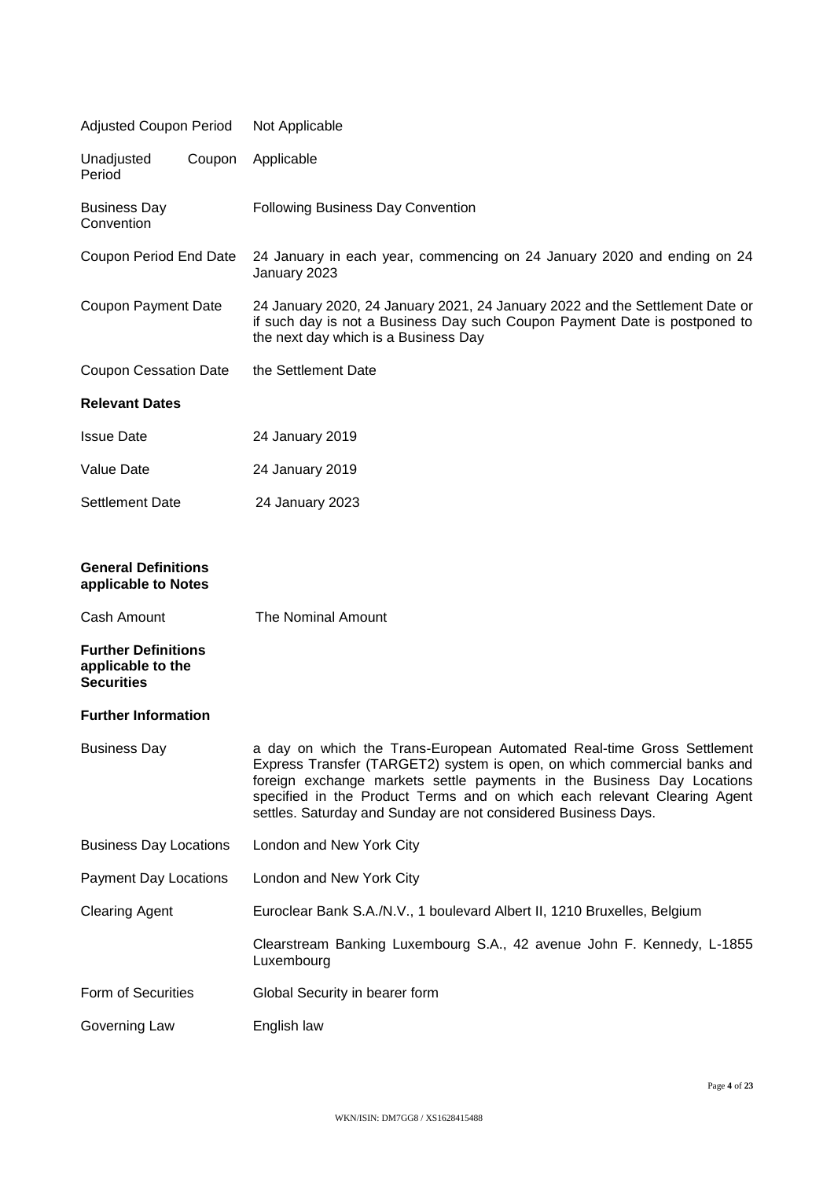| | |
|---|---|
| Adjusted Coupon Period | Not Applicable |
| Unadjusted Coupon Period | Applicable |
| Business Day Convention | Following Business Day Convention |
| Coupon Period End Date | 24 January in each year, commencing on 24 January 2020 and ending on 24 January 2023 |
| Coupon Payment Date | 24 January 2020, 24 January 2021, 24 January 2022 and the Settlement Date or if such day is not a Business Day such Coupon Payment Date is postponed to the next day which is a Business Day |
| Coupon Cessation Date | the Settlement Date |

**Relevant Dates**

| | |
|---|---|
| Issue Date | 24 January 2019 |
| Value Date | 24 January 2019 |
| Settlement Date | 24 January 2023 |

**General Definitions applicable to Notes**

| | |
|---|---|
| Cash Amount | The Nominal Amount |

**Further Definitions applicable to the Securities**

**Further Information**

| | |
|---|---|
| Business Day | a day on which the Trans-European Automated Real-time Gross Settlement Express Transfer (TARGET2) system is open, on which commercial banks and foreign exchange markets settle payments in the Business Day Locations specified in the Product Terms and on which each relevant Clearing Agent settles. Saturday and Sunday are not considered Business Days. |
| Business Day Locations | London and New York City |
| Payment Day Locations | London and New York City |
| Clearing Agent | Euroclear Bank S.A./N.V., 1 boulevard Albert II, 1210 Bruxelles, Belgium |
| | Clearstream Banking Luxembourg S.A., 42 avenue John F. Kennedy, L-1855 Luxembourg |
| Form of Securities | Global Security in bearer form |
| Governing Law | English law |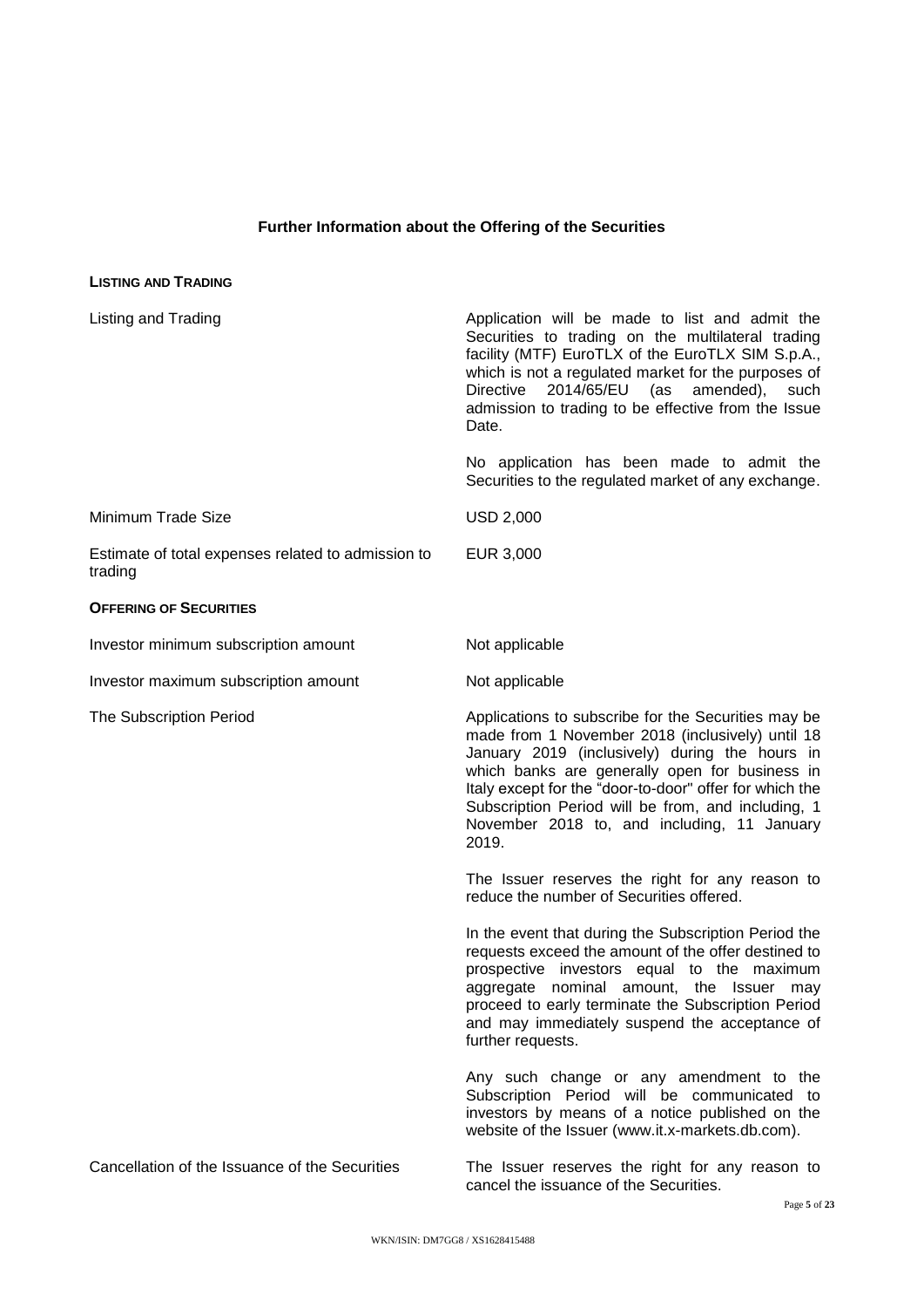## Further Information about the Offering of the Securities

**LISTING AND TRADING**

| | |
|---|---|
| Listing and Trading | Application will be made to list and admit the Securities to trading on the multilateral trading facility (MTF) EuroTLX of the EuroTLX SIM S.p.A., which is not a regulated market for the purposes of Directive 2014/65/EU (as amended), such admission to trading to be effective from the Issue Date.<br><br>No application has been made to admit the Securities to the regulated market of any exchange. |
| Minimum Trade Size | USD 2,000 |
| Estimate of total expenses related to admission to trading | EUR 3,000 |

**OFFERING OF SECURITIES**

| | |
|---|---|
| Investor minimum subscription amount | Not applicable |
| Investor maximum subscription amount | Not applicable |
| The Subscription Period | Applications to subscribe for the Securities may be made from 1 November 2018 (inclusively) until 18 January 2019 (inclusively) during the hours in which banks are generally open for business in Italy except for the "door-to-door" offer for which the Subscription Period will be from, and including, 1 November 2018 to, and including, 11 January 2019.<br><br>The Issuer reserves the right for any reason to reduce the number of Securities offered.<br><br>In the event that during the Subscription Period the requests exceed the amount of the offer destined to prospective investors equal to the maximum aggregate nominal amount, the Issuer may proceed to early terminate the Subscription Period and may immediately suspend the acceptance of further requests.<br><br>Any such change or any amendment to the Subscription Period will be communicated to investors by means of a notice published on the website of the Issuer (www.it.x-markets.db.com). |
| Cancellation of the Issuance of the Securities | The Issuer reserves the right for any reason to cancel the issuance of the Securities. |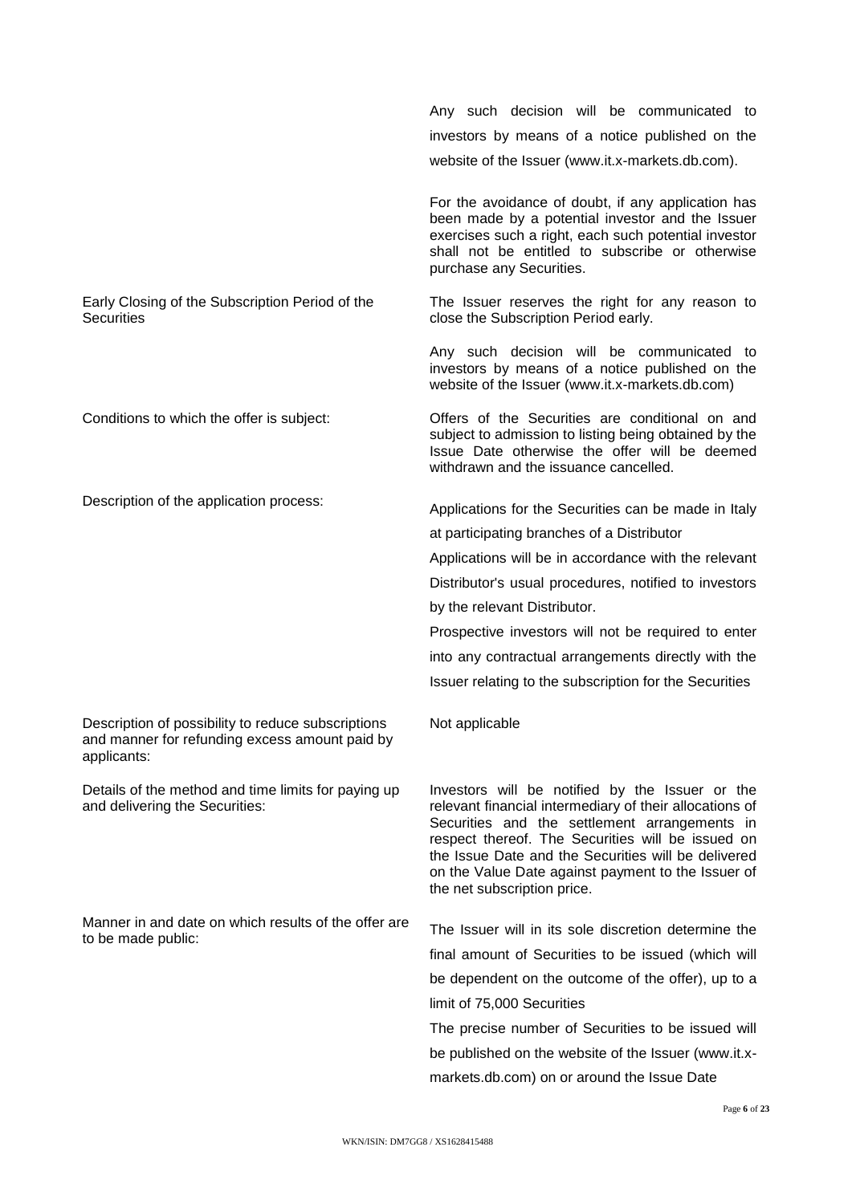| | |
|---|---|
| | Any such decision will be communicated to investors by means of a notice published on the website of the Issuer (www.it.x-markets.db.com).<br><br>For the avoidance of doubt, if any application has been made by a potential investor and the Issuer exercises such a right, each such potential investor shall not be entitled to subscribe or otherwise purchase any Securities. |
| Early Closing of the Subscription Period of the Securities | The Issuer reserves the right for any reason to close the Subscription Period early.<br><br>Any such decision will be communicated to investors by means of a notice published on the website of the Issuer (www.it.x-markets.db.com) |
| Conditions to which the offer is subject: | Offers of the Securities are conditional on and subject to admission to listing being obtained by the Issue Date otherwise the offer will be deemed withdrawn and the issuance cancelled. |
| Description of the application process: | Applications for the Securities can be made in Italy at participating branches of a Distributor<br><br>Applications will be in accordance with the relevant Distributor's usual procedures, notified to investors by the relevant Distributor.<br><br>Prospective investors will not be required to enter into any contractual arrangements directly with the Issuer relating to the subscription for the Securities |
| Description of possibility to reduce subscriptions and manner for refunding excess amount paid by applicants: | Not applicable |
| Details of the method and time limits for paying up and delivering the Securities: | Investors will be notified by the Issuer or the relevant financial intermediary of their allocations of Securities and the settlement arrangements in respect thereof. The Securities will be issued on the Issue Date and the Securities will be delivered on the Value Date against payment to the Issuer of the net subscription price. |
| Manner in and date on which results of the offer are to be made public: | The Issuer will in its sole discretion determine the final amount of Securities to be issued (which will be dependent on the outcome of the offer), up to a limit of 75,000 Securities<br><br>The precise number of Securities to be issued will be published on the website of the Issuer (www.it.x-markets.db.com) on or around the Issue Date |

WKN/ISIN: DM7GG8 / XS1628415488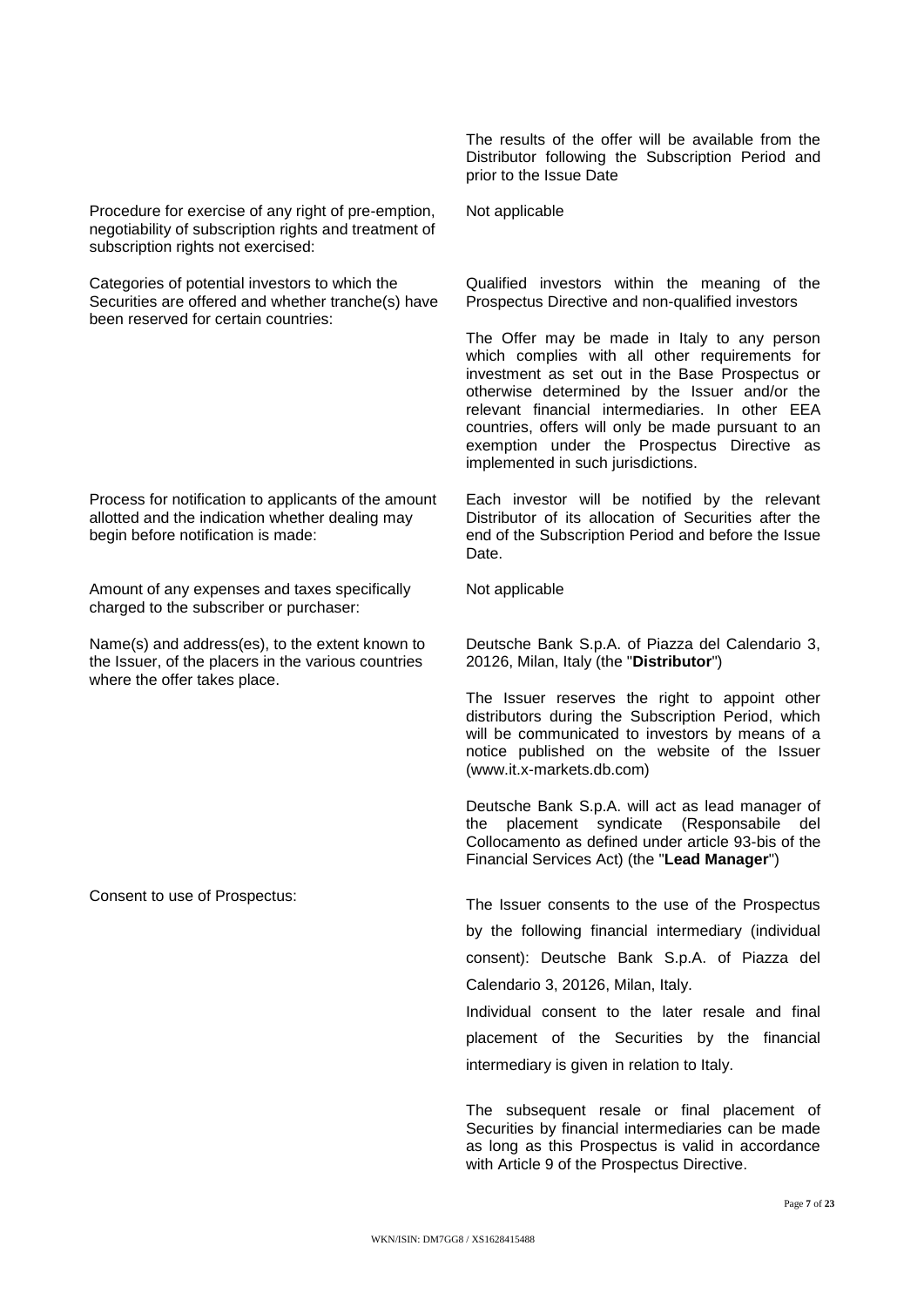| | |
|---|---|
| | The results of the offer will be available from the Distributor following the Subscription Period and prior to the Issue Date |
| Procedure for exercise of any right of pre-emption, negotiability of subscription rights and treatment of subscription rights not exercised: | Not applicable |
| Categories of potential investors to which the Securities are offered and whether tranche(s) have been reserved for certain countries: | Qualified investors within the meaning of the Prospectus Directive and non-qualified investors<br><br>The Offer may be made in Italy to any person which complies with all other requirements for investment as set out in the Base Prospectus or otherwise determined by the Issuer and/or the relevant financial intermediaries. In other EEA countries, offers will only be made pursuant to an exemption under the Prospectus Directive as implemented in such jurisdictions. |
| Process for notification to applicants of the amount allotted and the indication whether dealing may begin before notification is made: | Each investor will be notified by the relevant Distributor of its allocation of Securities after the end of the Subscription Period and before the Issue Date. |
| Amount of any expenses and taxes specifically charged to the subscriber or purchaser: | Not applicable |
| Name(s) and address(es), to the extent known to the Issuer, of the placers in the various countries where the offer takes place. | Deutsche Bank S.p.A. of Piazza del Calendario 3, 20126, Milan, Italy (the "**Distributor**")<br><br>The Issuer reserves the right to appoint other distributors during the Subscription Period, which will be communicated to investors by means of a notice published on the website of the Issuer (www.it.x-markets.db.com)<br><br>Deutsche Bank S.p.A. will act as lead manager of the placement syndicate (Responsabile del Collocamento as defined under article 93-bis of the Financial Services Act) (the "**Lead Manager**") |
| Consent to use of Prospectus: | The Issuer consents to the use of the Prospectus by the following financial intermediary (individual consent): Deutsche Bank S.p.A. of Piazza del Calendario 3, 20126, Milan, Italy.<br><br>Individual consent to the later resale and final placement of the Securities by the financial intermediary is given in relation to Italy.<br><br>The subsequent resale or final placement of Securities by financial intermediaries can be made as long as this Prospectus is valid in accordance with Article 9 of the Prospectus Directive. |

WKN/ISIN: DM7GG8 / XS1628415488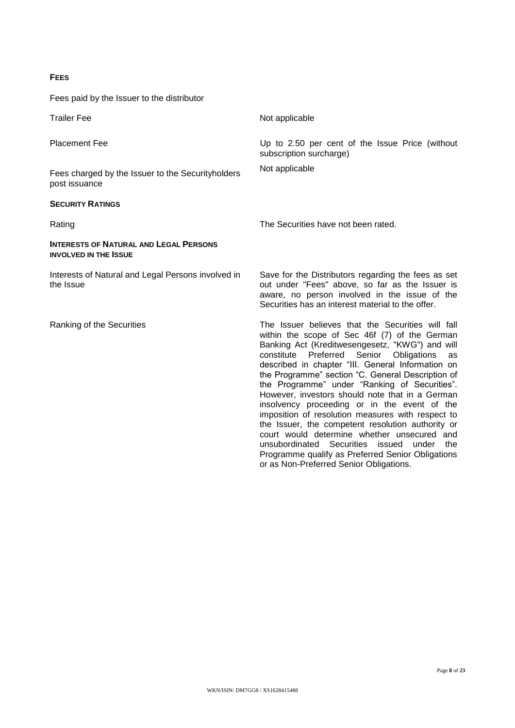**FEES**

Fees paid by the Issuer to the distributor

| | |
|---|---|
| Trailer Fee | Not applicable |
| Placement Fee | Up to 2.50 per cent of the Issue Price (without subscription surcharge) |
| Fees charged by the Issuer to the Securityholders post issuance | Not applicable |

**SECURITY RATINGS**

| | |
|---|---|
| Rating | The Securities have not been rated. |

**INTERESTS OF NATURAL AND LEGAL PERSONS INVOLVED IN THE ISSUE**

| | |
|---|---|
| Interests of Natural and Legal Persons involved in the Issue | Save for the Distributors regarding the fees as set out under "Fees" above, so far as the Issuer is aware, no person involved in the issue of the Securities has an interest material to the offer. |
| Ranking of the Securities | The Issuer believes that the Securities will fall within the scope of Sec 46f (7) of the German Banking Act (Kreditwesengesetz, "KWG") and will constitute Preferred Senior Obligations as described in chapter "III. General Information on the Programme" section "C. General Description of the Programme" under "Ranking of Securities". However, investors should note that in a German insolvency proceeding or in the event of the imposition of resolution measures with respect to the Issuer, the competent resolution authority or court would determine whether unsecured and unsubordinated Securities issued under the Programme qualify as Preferred Senior Obligations or as Non-Preferred Senior Obligations. |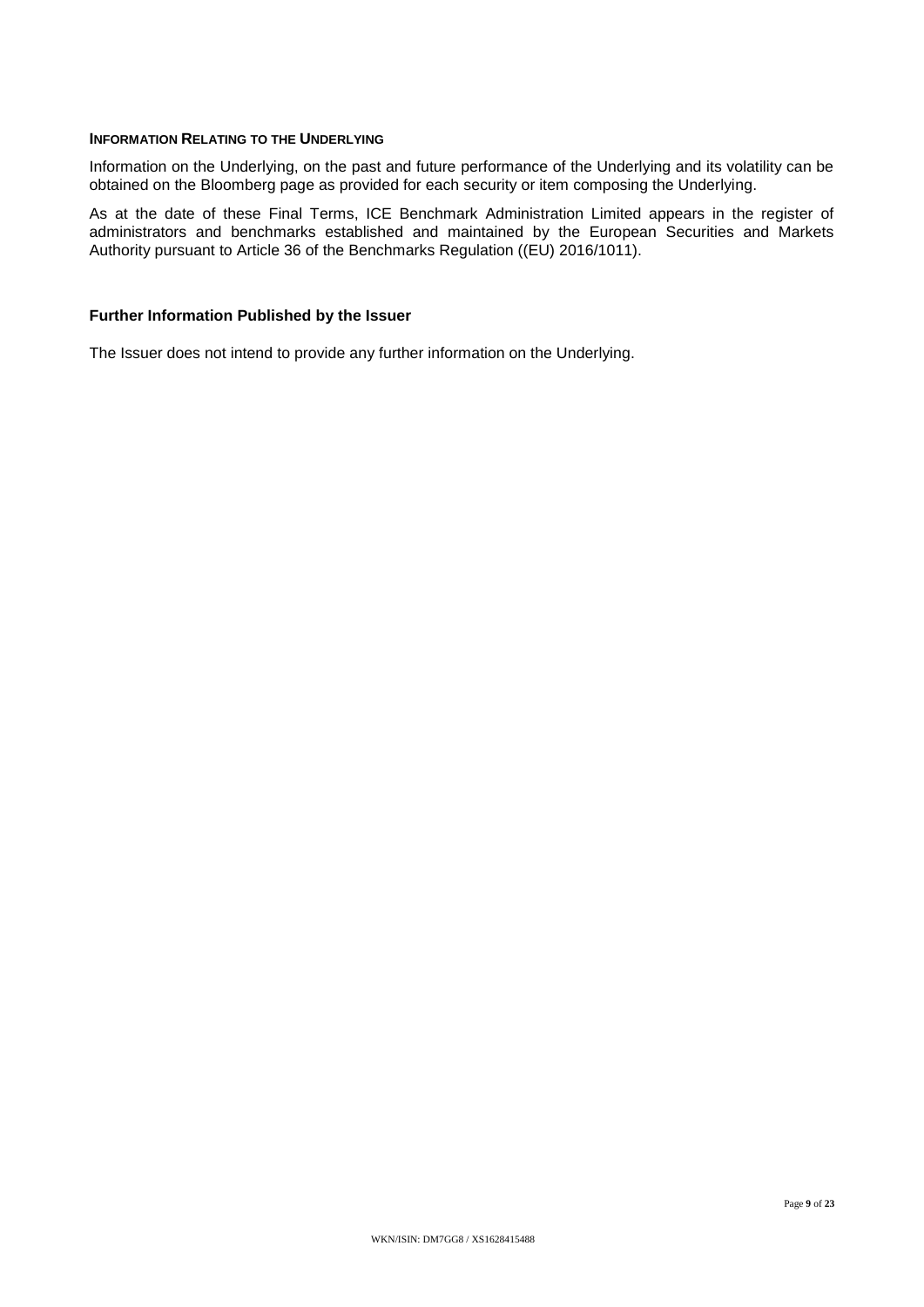**INFORMATION RELATING TO THE UNDERLYING**

Information on the Underlying, on the past and future performance of the Underlying and its volatility can be obtained on the Bloomberg page as provided for each security or item composing the Underlying.

As at the date of these Final Terms, ICE Benchmark Administration Limited appears in the register of administrators and benchmarks established and maintained by the European Securities and Markets Authority pursuant to Article 36 of the Benchmarks Regulation ((EU) 2016/1011).

**Further Information Published by the Issuer**

The Issuer does not intend to provide any further information on the Underlying.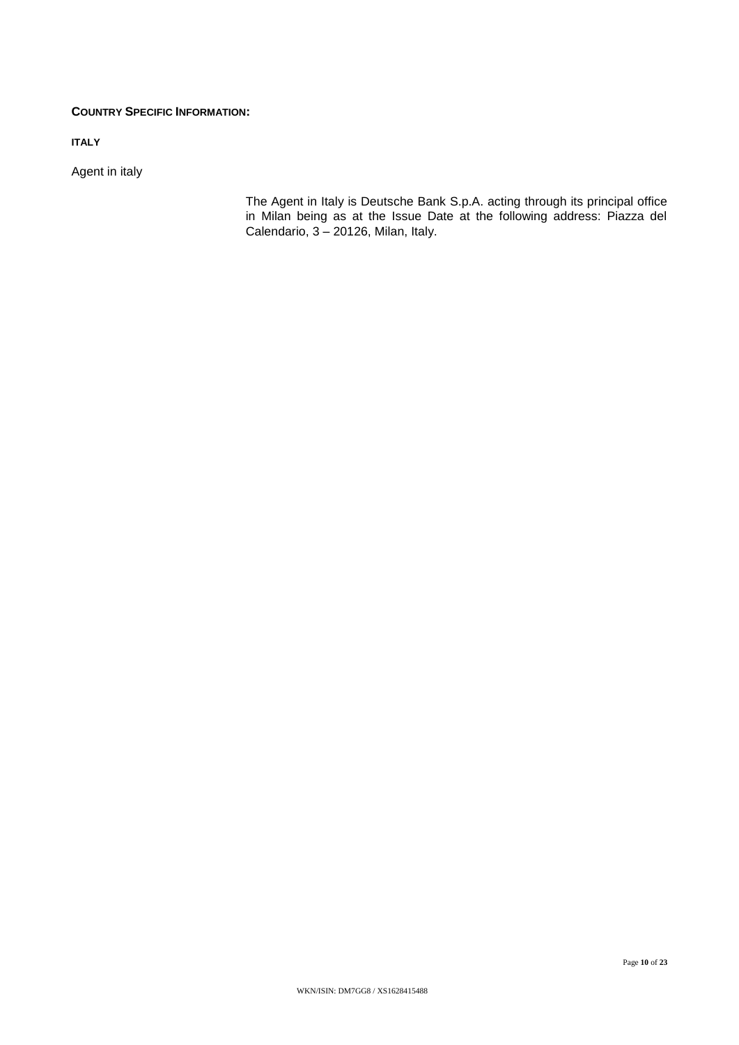**COUNTRY SPECIFIC INFORMATION:**

**ITALY**

| Agent in italy | The Agent in Italy is Deutsche Bank S.p.A. acting through its principal office in Milan being as at the Issue Date at the following address: Piazza del Calendario, 3 – 20126, Milan, Italy. |
| --- | --- |

WKN/ISIN: DM7GG8 / XS1628415488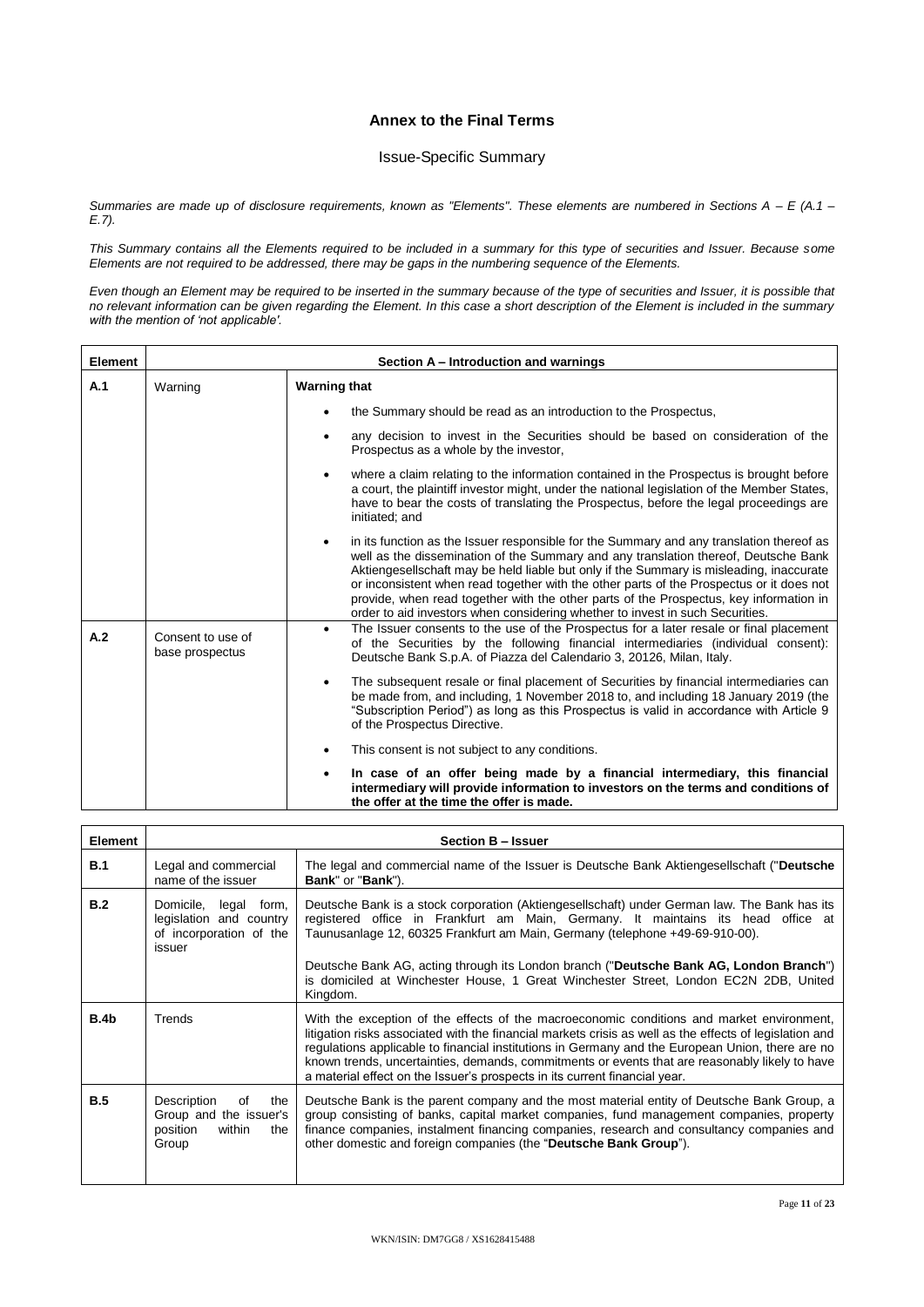## Annex to the Final Terms

### Issue-Specific Summary

*Summaries are made up of disclosure requirements, known as "Elements". These elements are numbered in Sections A – E (A.1 – E.7).*

*This Summary contains all the Elements required to be included in a summary for this type of securities and Issuer. Because some Elements are not required to be addressed, there may be gaps in the numbering sequence of the Elements.*

*Even though an Element may be required to be inserted in the summary because of the type of securities and Issuer, it is possible that no relevant information can be given regarding the Element. In this case a short description of the Element is included in the summary with the mention of 'not applicable'.*

| Element | Section A – Introduction and warnings | |
|---|---|---|
| A.1 | Warning | **Warning that**<br>• the Summary should be read as an introduction to the Prospectus,<br>• any decision to invest in the Securities should be based on consideration of the Prospectus as a whole by the investor,<br>• where a claim relating to the information contained in the Prospectus is brought before a court, the plaintiff investor might, under the national legislation of the Member States, have to bear the costs of translating the Prospectus, before the legal proceedings are initiated; and<br>• in its function as the Issuer responsible for the Summary and any translation thereof as well as the dissemination of the Summary and any translation thereof, Deutsche Bank Aktiengesellschaft may be held liable but only if the Summary is misleading, inaccurate or inconsistent when read together with the other parts of the Prospectus or it does not provide, when read together with the other parts of the Prospectus, key information in order to aid investors when considering whether to invest in such Securities. |
| A.2 | Consent to use of base prospectus | • The Issuer consents to the use of the Prospectus for a later resale or final placement of the Securities by the following financial intermediaries (individual consent): Deutsche Bank S.p.A. of Piazza del Calendario 3, 20126, Milan, Italy.<br>• The subsequent resale or final placement of Securities by financial intermediaries can be made from, and including, 1 November 2018 to, and including 18 January 2019 (the "Subscription Period") as long as this Prospectus is valid in accordance with Article 9 of the Prospectus Directive.<br>• This consent is not subject to any conditions.<br>• **In case of an offer being made by a financial intermediary, this financial intermediary will provide information to investors on the terms and conditions of the offer at the time the offer is made.** |

| Element | Section B – Issuer | |
|---|---|---|
| B.1 | Legal and commercial name of the issuer | The legal and commercial name of the Issuer is Deutsche Bank Aktiengesellschaft ("**Deutsche Bank**" or "**Bank**"). |
| B.2 | Domicile, legal form, legislation and country of incorporation of the issuer | Deutsche Bank is a stock corporation (Aktiengesellschaft) under German law. The Bank has its registered office in Frankfurt am Main, Germany. It maintains its head office at Taunusanlage 12, 60325 Frankfurt am Main, Germany (telephone +49-69-910-00).<br><br>Deutsche Bank AG, acting through its London branch ("**Deutsche Bank AG, London Branch**") is domiciled at Winchester House, 1 Great Winchester Street, London EC2N 2DB, United Kingdom. |
| B.4b | Trends | With the exception of the effects of the macroeconomic conditions and market environment, litigation risks associated with the financial markets crisis as well as the effects of legislation and regulations applicable to financial institutions in Germany and the European Union, there are no known trends, uncertainties, demands, commitments or events that are reasonably likely to have a material effect on the Issuer's prospects in its current financial year. |
| B.5 | Description of the Group and the issuer's position within the Group | Deutsche Bank is the parent company and the most material entity of Deutsche Bank Group, a group consisting of banks, capital market companies, fund management companies, property finance companies, instalment financing companies, research and consultancy companies and other domestic and foreign companies (the "**Deutsche Bank Group**"). |

WKN/ISIN: DM7GG8 / XS1628415488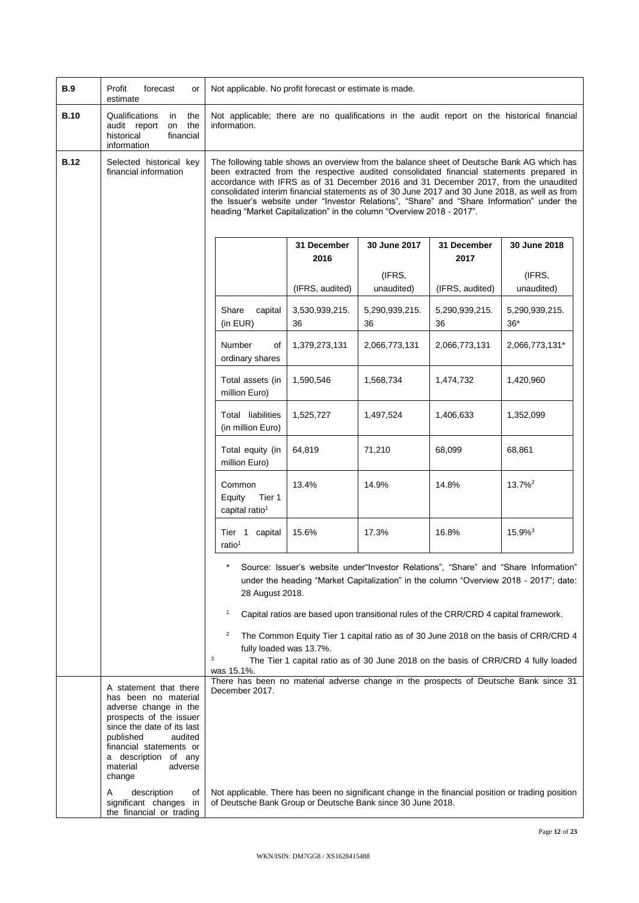| | | |
|---|---|---|
| **B.9** | Profit forecast or estimate | Not applicable. No profit forecast or estimate is made. |
| **B.10** | Qualifications in the audit report on the historical financial information | Not applicable; there are no qualifications in the audit report on the historical financial information. |
| **B.12** | Selected historical key financial information | The following table shows an overview from the balance sheet of Deutsche Bank AG which has been extracted from the respective audited consolidated financial statements prepared in accordance with IFRS as of 31 December 2016 and 31 December 2017, from the unaudited consolidated interim financial statements as of 30 June 2017 and 30 June 2018, as well as from the Issuer's website under "Investor Relations", "Share" and "Share Information" under the heading "Market Capitalization" in the column "Overview 2018 - 2017". |

| | 31 December 2016 (IFRS, audited) | 30 June 2017 (IFRS, unaudited) | 31 December 2017 (IFRS, audited) | 30 June 2018 (IFRS, unaudited) |
|---|---|---|---|---|
| Share capital (in EUR) | 3,530,939,215.36 | 5,290,939,215.36 | 5,290,939,215.36 | 5,290,939,215.36* |
| Number of ordinary shares | 1,379,273,131 | 2,066,773,131 | 2,066,773,131 | 2,066,773,131* |
| Total assets (in million Euro) | 1,590,546 | 1,568,734 | 1,474,732 | 1,420,960 |
| Total liabilities (in million Euro) | 1,525,727 | 1,497,524 | 1,406,633 | 1,352,099 |
| Total equity (in million Euro) | 64,819 | 71,210 | 68,099 | 68,861 |
| Common Equity Tier 1 capital ratio[1] | 13.4% | 14.9% | 14.8% | 13.7%[2] |
| Tier 1 capital ratio[1] | 15.6% | 17.3% | 16.8% | 15.9%[3] |

\* Source: Issuer's website under"Investor Relations", "Share" and "Share Information" under the heading "Market Capitalization" in the column "Overview 2018 - 2017"; date: 28 August 2018.

[1] Capital ratios are based upon transitional rules of the CRR/CRD 4 capital framework.

[2] The Common Equity Tier 1 capital ratio as of 30 June 2018 on the basis of CRR/CRD 4 fully loaded was 13.7%.

[3] The Tier 1 capital ratio as of 30 June 2018 on the basis of CRR/CRD 4 fully loaded was 15.1%.

| | | |
|---|---|---|
| | A statement that there has been no material adverse change in the prospects of the issuer since the date of its last published audited financial statements or a description of any material adverse change | There has been no material adverse change in the prospects of Deutsche Bank since 31 December 2017. |
| | A description of significant changes in the financial or trading | Not applicable. There has been no significant change in the financial position or trading position of Deutsche Bank Group or Deutsche Bank since 30 June 2018. |

WKN/ISIN: DM7GG8 / XS1628415488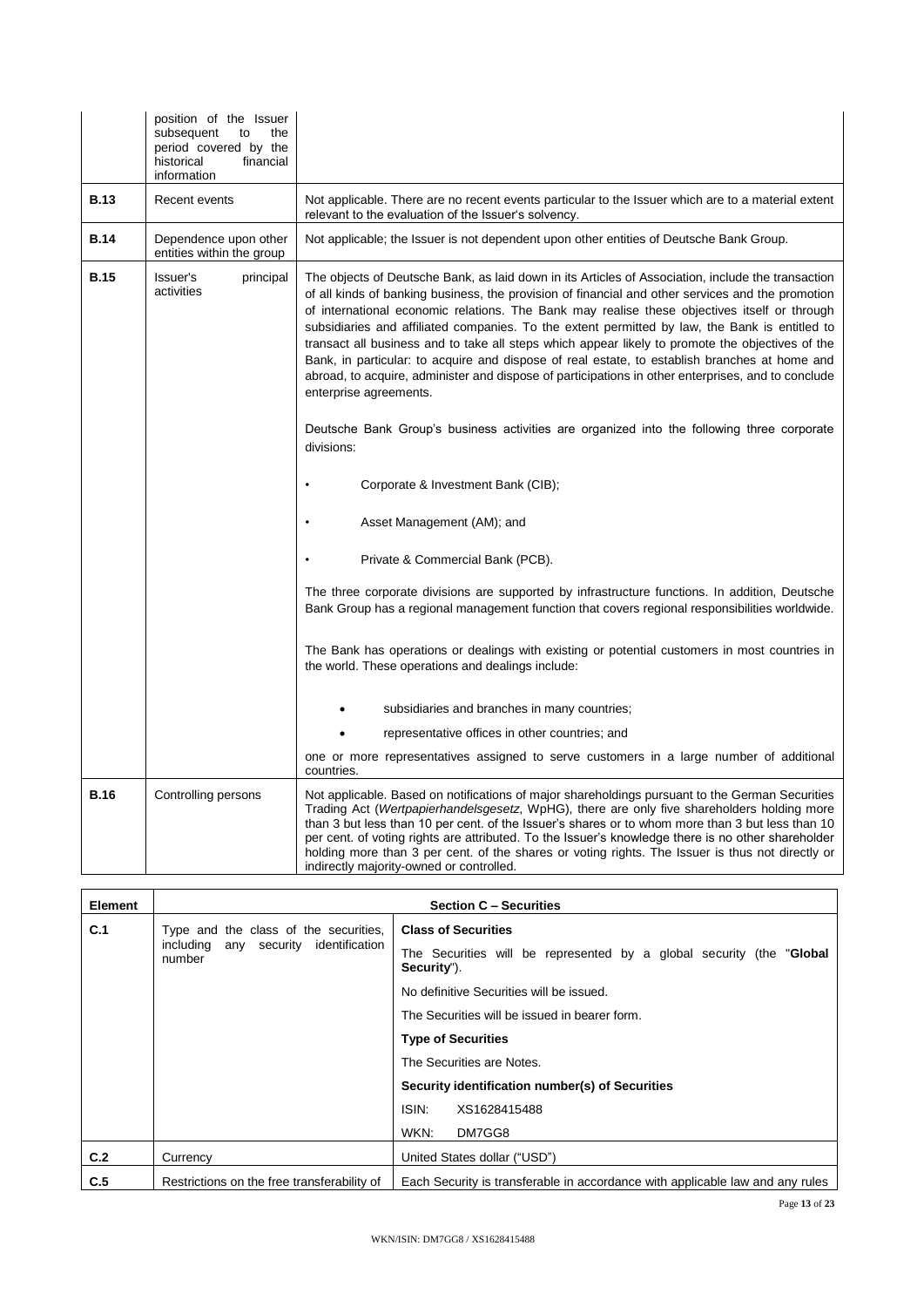| | | |
|---|---|---|
| | position of the Issuer subsequent to the period covered by the historical financial information | |
| **B.13** | Recent events | Not applicable. There are no recent events particular to the Issuer which are to a material extent relevant to the evaluation of the Issuer's solvency. |
| **B.14** | Dependence upon other entities within the group | Not applicable; the Issuer is not dependent upon other entities of Deutsche Bank Group. |
| **B.15** | Issuer's principal activities | The objects of Deutsche Bank, as laid down in its Articles of Association, include the transaction of all kinds of banking business, the provision of financial and other services and the promotion of international economic relations. The Bank may realise these objectives itself or through subsidiaries and affiliated companies. To the extent permitted by law, the Bank is entitled to transact all business and to take all steps which appear likely to promote the objectives of the Bank, in particular: to acquire and dispose of real estate, to establish branches at home and abroad, to acquire, administer and dispose of participations in other enterprises, and to conclude enterprise agreements.<br><br>Deutsche Bank Group's business activities are organized into the following three corporate divisions:<br><br>• Corporate & Investment Bank (CIB);<br>• Asset Management (AM); and<br>• Private & Commercial Bank (PCB).<br><br>The three corporate divisions are supported by infrastructure functions. In addition, Deutsche Bank Group has a regional management function that covers regional responsibilities worldwide.<br><br>The Bank has operations or dealings with existing or potential customers in most countries in the world. These operations and dealings include:<br><br>• subsidiaries and branches in many countries;<br>• representative offices in other countries; and<br><br>one or more representatives assigned to serve customers in a large number of additional countries. |
| **B.16** | Controlling persons | Not applicable. Based on notifications of major shareholdings pursuant to the German Securities Trading Act (*Wertpapierhandelsgesetz*, WpHG), there are only five shareholders holding more than 3 but less than 10 per cent. of the Issuer's shares or to whom more than 3 but less than 10 per cent. of voting rights are attributed. To the Issuer's knowledge there is no other shareholder holding more than 3 per cent. of the shares or voting rights. The Issuer is thus not directly or indirectly majority-owned or controlled. |

| Element | Section C – Securities | |
|---|---|---|
| **C.1** | Type and the class of the securities, including any security identification number | **Class of Securities**<br><br>The Securities will be represented by a global security (the "**Global Security**").<br><br>No definitive Securities will be issued.<br><br>The Securities will be issued in bearer form.<br><br>**Type of Securities**<br><br>The Securities are Notes.<br><br>**Security identification number(s) of Securities**<br><br>ISIN: XS1628415488<br><br>WKN: DM7GG8 |
| **C.2** | Currency | United States dollar ("USD") |
| **C.5** | Restrictions on the free transferability of | Each Security is transferable in accordance with applicable law and any rules |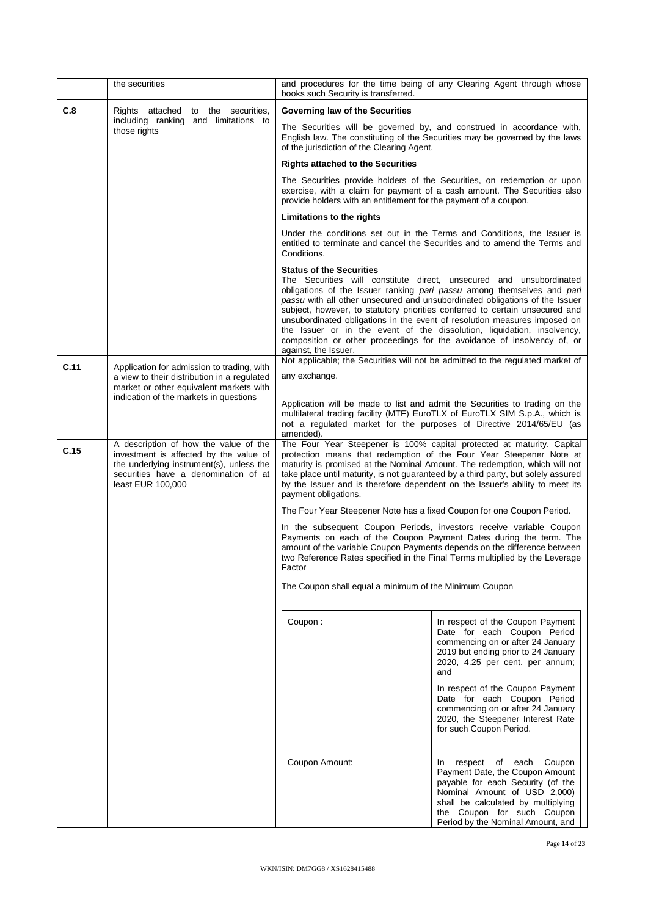| | | |
|---|---|---|
| | the securities | and procedures for the time being of any Clearing Agent through whose books such Security is transferred. |
| C.8 | Rights attached to the securities, including ranking and limitations to those rights | **Governing law of the Securities**<br><br>The Securities will be governed by, and construed in accordance with, English law. The constituting of the Securities may be governed by the laws of the jurisdiction of the Clearing Agent.<br><br>**Rights attached to the Securities**<br><br>The Securities provide holders of the Securities, on redemption or upon exercise, with a claim for payment of a cash amount. The Securities also provide holders with an entitlement for the payment of a coupon.<br><br>**Limitations to the rights**<br><br>Under the conditions set out in the Terms and Conditions, the Issuer is entitled to terminate and cancel the Securities and to amend the Terms and Conditions.<br><br>**Status of the Securities**<br>The Securities will constitute direct, unsecured and unsubordinated obligations of the Issuer ranking *pari passu* among themselves and *pari passu* with all other unsecured and unsubordinated obligations of the Issuer subject, however, to statutory priorities conferred to certain unsecured and unsubordinated obligations in the event of resolution measures imposed on the Issuer or in the event of the dissolution, liquidation, insolvency, composition or other proceedings for the avoidance of insolvency of, or against, the Issuer. |
| C.11 | Application for admission to trading, with a view to their distribution in a regulated market or other equivalent markets with indication of the markets in questions | Not applicable; the Securities will not be admitted to the regulated market of any exchange.<br><br>Application will be made to list and admit the Securities to trading on the multilateral trading facility (MTF) EuroTLX of EuroTLX SIM S.p.A., which is not a regulated market for the purposes of Directive 2014/65/EU (as amended). |
| C.15 | A description of how the value of the investment is affected by the value of the underlying instrument(s), unless the securities have a denomination of at least EUR 100,000 | The Four Year Steepener is 100% capital protected at maturity. Capital protection means that redemption of the Four Year Steepener Note at maturity is promised at the Nominal Amount. The redemption, which will not take place until maturity, is not guaranteed by a third party, but solely assured by the Issuer and is therefore dependent on the Issuer's ability to meet its payment obligations.<br><br>The Four Year Steepener Note has a fixed Coupon for one Coupon Period.<br><br>In the subsequent Coupon Periods, investors receive variable Coupon Payments on each of the Coupon Payment Dates during the term. The amount of the variable Coupon Payments depends on the difference between two Reference Rates specified in the Final Terms multiplied by the Leverage Factor<br><br>The Coupon shall equal a minimum of the Minimum Coupon<br><br>**Coupon:** In respect of the Coupon Payment Date for each Coupon Period commencing on or after 24 January 2019 but ending prior to 24 January 2020, 4.25 per cent. per annum; and<br>In respect of the Coupon Payment Date for each Coupon Period commencing on or after 24 January 2020, the Steepener Interest Rate for such Coupon Period.<br><br>**Coupon Amount:** In respect of each Coupon Payment Date, the Coupon Amount payable for each Security (of the Nominal Amount of USD 2,000) shall be calculated by multiplying the Coupon for such Coupon Period by the Nominal Amount, and |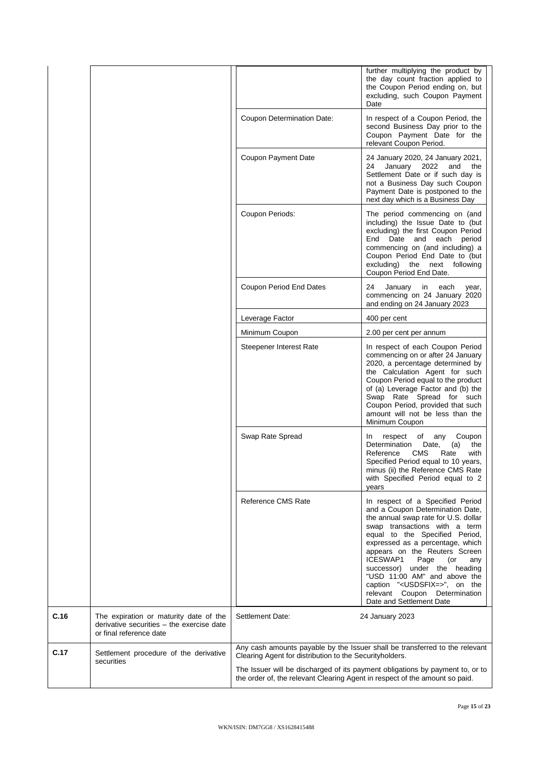| | | | |
|---|---|---|---|
| | | | further multiplying the product by the day count fraction applied to the Coupon Period ending on, but excluding, such Coupon Payment Date |
| | | Coupon Determination Date: | In respect of a Coupon Period, the second Business Day prior to the Coupon Payment Date for the relevant Coupon Period. |
| | | Coupon Payment Date | 24 January 2020, 24 January 2021, 24 January 2022 and the Settlement Date or if such day is not a Business Day such Coupon Payment Date is postponed to the next day which is a Business Day |
| | | Coupon Periods: | The period commencing on (and including) the Issue Date to (but excluding) the first Coupon Period End Date and each period commencing on (and including) a Coupon Period End Date to (but excluding) the next following Coupon Period End Date. |
| | | Coupon Period End Dates | 24 January in each year, commencing on 24 January 2020 and ending on 24 January 2023 |
| | | Leverage Factor | 400 per cent |
| | | Minimum Coupon | 2.00 per cent per annum |
| | | Steepener Interest Rate | In respect of each Coupon Period commencing on or after 24 January 2020, a percentage determined by the Calculation Agent for such Coupon Period equal to the product of (a) Leverage Factor and (b) the Swap Rate Spread for such Coupon Period, provided that such amount will not be less than the Minimum Coupon |
| | | Swap Rate Spread | In respect of any Coupon Determination Date, (a) the Reference CMS Rate with Specified Period equal to 10 years, minus (ii) the Reference CMS Rate with Specified Period equal to 2 years |
| | | Reference CMS Rate | In respect of a Specified Period and a Coupon Determination Date, the annual swap rate for U.S. dollar swap transactions with a term equal to the Specified Period, expressed as a percentage, which appears on the Reuters Screen ICESWAP1 Page (or any successor) under the heading "USD 11:00 AM" and above the caption "<USDSFIX=>", on the relevant Coupon Determination Date and Settlement Date |
| C.16 | The expiration or maturity date of the derivative securities – the exercise date or final reference date | Settlement Date: | 24 January 2023 |
| C.17 | Settlement procedure of the derivative securities | Any cash amounts payable by the Issuer shall be transferred to the relevant Clearing Agent for distribution to the Securityholders.<br><br>The Issuer will be discharged of its payment obligations by payment to, or to the order of, the relevant Clearing Agent in respect of the amount so paid. | |

WKN/ISIN: DM7GG8 / XS1628415488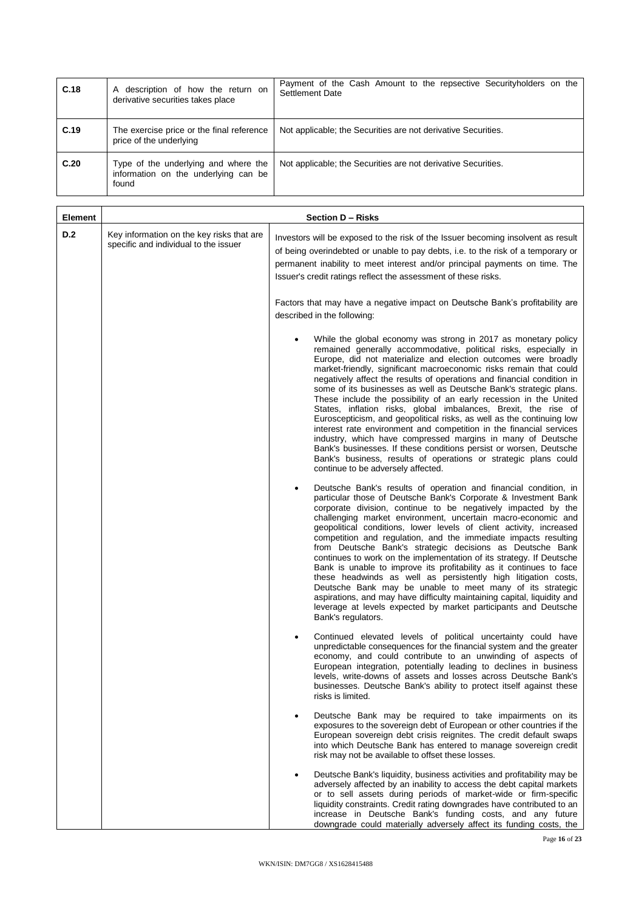| | | |
|---|---|---|
| C.18 | A description of how the return on derivative securities takes place | Payment of the Cash Amount to the repsective Securityholders on the Settlement Date |
| C.19 | The exercise price or the final reference price of the underlying | Not applicable; the Securities are not derivative Securities. |
| C.20 | Type of the underlying and where the information on the underlying can be found | Not applicable; the Securities are not derivative Securities. |

| Element | Section D – Risks | |
|---|---|---|
| D.2 | Key information on the key risks that are specific and individual to the issuer | Investors will be exposed to the risk of the Issuer becoming insolvent as result of being overindebted or unable to pay debts, i.e. to the risk of a temporary or permanent inability to meet interest and/or principal payments on time. The Issuer's credit ratings reflect the assessment of these risks.<br><br>Factors that may have a negative impact on Deutsche Bank's profitability are described in the following:<br><br>• While the global economy was strong in 2017 as monetary policy remained generally accommodative, political risks, especially in Europe, did not materialize and election outcomes were broadly market-friendly, significant macroeconomic risks remain that could negatively affect the results of operations and financial condition in some of its businesses as well as Deutsche Bank's strategic plans. These include the possibility of an early recession in the United States, inflation risks, global imbalances, Brexit, the rise of Euroscepticism, and geopolitical risks, as well as the continuing low interest rate environment and competition in the financial services industry, which have compressed margins in many of Deutsche Bank's businesses. If these conditions persist or worsen, Deutsche Bank's business, results of operations or strategic plans could continue to be adversely affected.<br><br>• Deutsche Bank's results of operation and financial condition, in particular those of Deutsche Bank's Corporate & Investment Bank corporate division, continue to be negatively impacted by the challenging market environment, uncertain macro-economic and geopolitical conditions, lower levels of client activity, increased competition and regulation, and the immediate impacts resulting from Deutsche Bank's strategic decisions as Deutsche Bank continues to work on the implementation of its strategy. If Deutsche Bank is unable to improve its profitability as it continues to face these headwinds as well as persistently high litigation costs, Deutsche Bank may be unable to meet many of its strategic aspirations, and may have difficulty maintaining capital, liquidity and leverage at levels expected by market participants and Deutsche Bank's regulators.<br><br>• Continued elevated levels of political uncertainty could have unpredictable consequences for the financial system and the greater economy, and could contribute to an unwinding of aspects of European integration, potentially leading to declines in business levels, write-downs of assets and losses across Deutsche Bank's businesses. Deutsche Bank's ability to protect itself against these risks is limited.<br><br>• Deutsche Bank may be required to take impairments on its exposures to the sovereign debt of European or other countries if the European sovereign debt crisis reignites. The credit default swaps into which Deutsche Bank has entered to manage sovereign credit risk may not be available to offset these losses.<br><br>• Deutsche Bank's liquidity, business activities and profitability may be adversely affected by an inability to access the debt capital markets or to sell assets during periods of market-wide or firm-specific liquidity constraints. Credit rating downgrades have contributed to an increase in Deutsche Bank's funding costs, and any future downgrade could materially adversely affect its funding costs, the |

WKN/ISIN: DM7GG8 / XS1628415488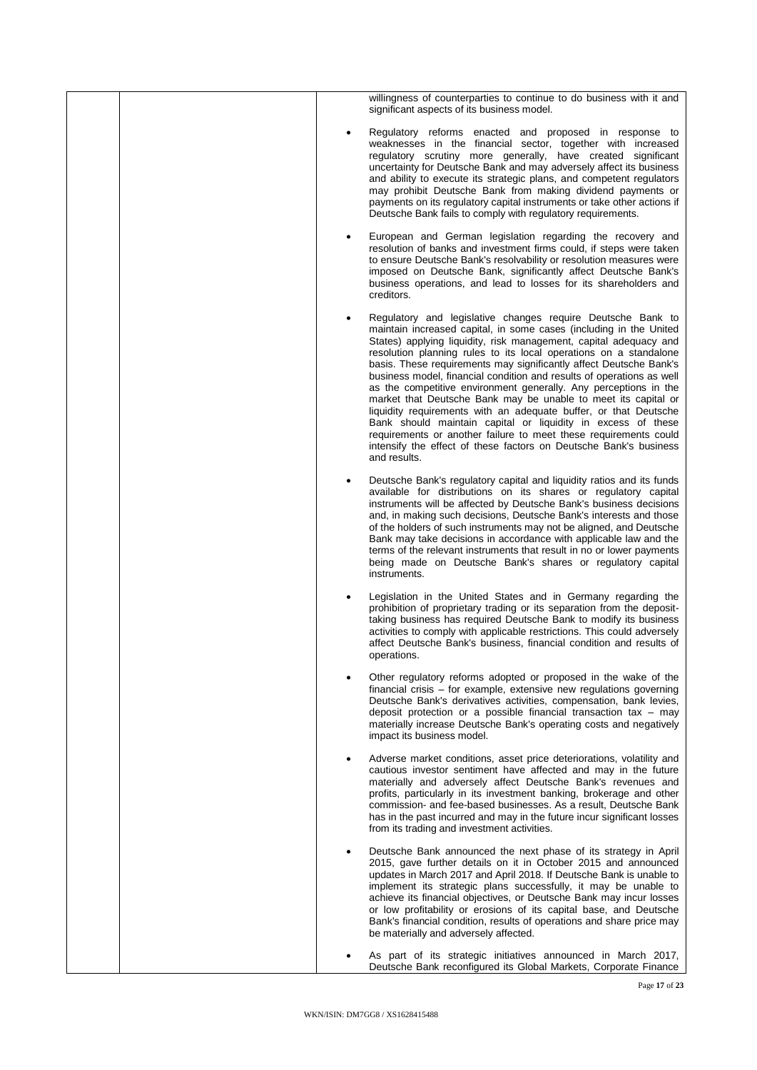willingness of counterparties to continue to do business with it and significant aspects of its business model.

- Regulatory reforms enacted and proposed in response to weaknesses in the financial sector, together with increased regulatory scrutiny more generally, have created significant uncertainty for Deutsche Bank and may adversely affect its business and ability to execute its strategic plans, and competent regulators may prohibit Deutsche Bank from making dividend payments or payments on its regulatory capital instruments or take other actions if Deutsche Bank fails to comply with regulatory requirements.

- European and German legislation regarding the recovery and resolution of banks and investment firms could, if steps were taken to ensure Deutsche Bank's resolvability or resolution measures were imposed on Deutsche Bank, significantly affect Deutsche Bank's business operations, and lead to losses for its shareholders and creditors.

- Regulatory and legislative changes require Deutsche Bank to maintain increased capital, in some cases (including in the United States) applying liquidity, risk management, capital adequacy and resolution planning rules to its local operations on a standalone basis. These requirements may significantly affect Deutsche Bank's business model, financial condition and results of operations as well as the competitive environment generally. Any perceptions in the market that Deutsche Bank may be unable to meet its capital or liquidity requirements with an adequate buffer, or that Deutsche Bank should maintain capital or liquidity in excess of these requirements or another failure to meet these requirements could intensify the effect of these factors on Deutsche Bank's business and results.

- Deutsche Bank's regulatory capital and liquidity ratios and its funds available for distributions on its shares or regulatory capital instruments will be affected by Deutsche Bank's business decisions and, in making such decisions, Deutsche Bank's interests and those of the holders of such instruments may not be aligned, and Deutsche Bank may take decisions in accordance with applicable law and the terms of the relevant instruments that result in no or lower payments being made on Deutsche Bank's shares or regulatory capital instruments.

- Legislation in the United States and in Germany regarding the prohibition of proprietary trading or its separation from the deposit-taking business has required Deutsche Bank to modify its business activities to comply with applicable restrictions. This could adversely affect Deutsche Bank's business, financial condition and results of operations.

- Other regulatory reforms adopted or proposed in the wake of the financial crisis – for example, extensive new regulations governing Deutsche Bank's derivatives activities, compensation, bank levies, deposit protection or a possible financial transaction tax – may materially increase Deutsche Bank's operating costs and negatively impact its business model.

- Adverse market conditions, asset price deteriorations, volatility and cautious investor sentiment have affected and may in the future materially and adversely affect Deutsche Bank's revenues and profits, particularly in its investment banking, brokerage and other commission- and fee-based businesses. As a result, Deutsche Bank has in the past incurred and may in the future incur significant losses from its trading and investment activities.

- Deutsche Bank announced the next phase of its strategy in April 2015, gave further details on it in October 2015 and announced updates in March 2017 and April 2018. If Deutsche Bank is unable to implement its strategic plans successfully, it may be unable to achieve its financial objectives, or Deutsche Bank may incur losses or low profitability or erosions of its capital base, and Deutsche Bank's financial condition, results of operations and share price may be materially and adversely affected.

- As part of its strategic initiatives announced in March 2017, Deutsche Bank reconfigured its Global Markets, Corporate Finance

WKN/ISIN: DM7GG8 / XS1628415488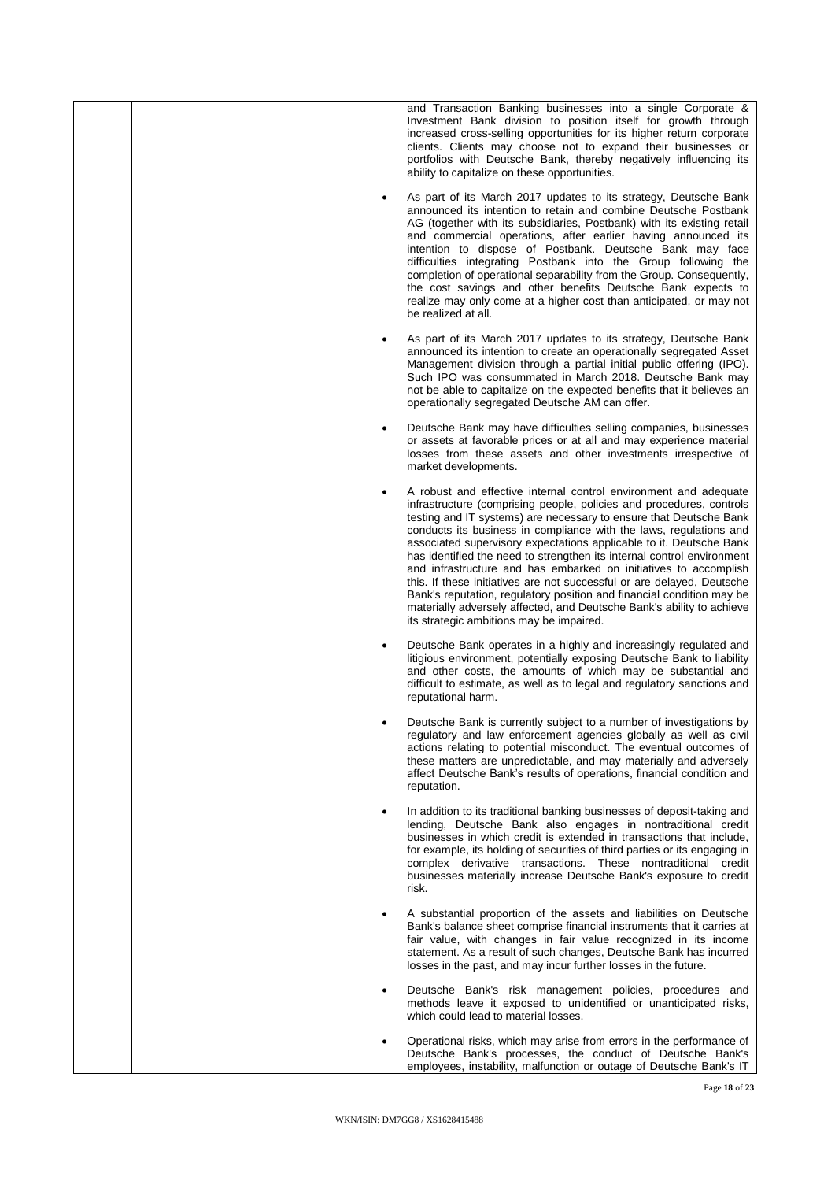| | | and Transaction Banking businesses into a single Corporate & Investment Bank division to position itself for growth through increased cross-selling opportunities for its higher return corporate clients. Clients may choose not to expand their businesses or portfolios with Deutsche Bank, thereby negatively influencing its ability to capitalize on these opportunities.<br><br>• As part of its March 2017 updates to its strategy, Deutsche Bank announced its intention to retain and combine Deutsche Postbank AG (together with its subsidiaries, Postbank) with its existing retail and commercial operations, after earlier having announced its intention to dispose of Postbank. Deutsche Bank may face difficulties integrating Postbank into the Group following the completion of operational separability from the Group. Consequently, the cost savings and other benefits Deutsche Bank expects to realize may only come at a higher cost than anticipated, or may not be realized at all.<br><br>• As part of its March 2017 updates to its strategy, Deutsche Bank announced its intention to create an operationally segregated Asset Management division through a partial initial public offering (IPO). Such IPO was consummated in March 2018. Deutsche Bank may not be able to capitalize on the expected benefits that it believes an operationally segregated Deutsche AM can offer.<br><br>• Deutsche Bank may have difficulties selling companies, businesses or assets at favorable prices or at all and may experience material losses from these assets and other investments irrespective of market developments.<br><br>• A robust and effective internal control environment and adequate infrastructure (comprising people, policies and procedures, controls testing and IT systems) are necessary to ensure that Deutsche Bank conducts its business in compliance with the laws, regulations and associated supervisory expectations applicable to it. Deutsche Bank has identified the need to strengthen its internal control environment and infrastructure and has embarked on initiatives to accomplish this. If these initiatives are not successful or are delayed, Deutsche Bank's reputation, regulatory position and financial condition may be materially adversely affected, and Deutsche Bank's ability to achieve its strategic ambitions may be impaired.<br><br>• Deutsche Bank operates in a highly and increasingly regulated and litigious environment, potentially exposing Deutsche Bank to liability and other costs, the amounts of which may be substantial and difficult to estimate, as well as to legal and regulatory sanctions and reputational harm.<br><br>• Deutsche Bank is currently subject to a number of investigations by regulatory and law enforcement agencies globally as well as civil actions relating to potential misconduct. The eventual outcomes of these matters are unpredictable, and may materially and adversely affect Deutsche Bank's results of operations, financial condition and reputation.<br><br>• In addition to its traditional banking businesses of deposit-taking and lending, Deutsche Bank also engages in nontraditional credit businesses in which credit is extended in transactions that include, for example, its holding of securities of third parties or its engaging in complex derivative transactions. These nontraditional credit businesses materially increase Deutsche Bank's exposure to credit risk.<br><br>• A substantial proportion of the assets and liabilities on Deutsche Bank's balance sheet comprise financial instruments that it carries at fair value, with changes in fair value recognized in its income statement. As a result of such changes, Deutsche Bank has incurred losses in the past, and may incur further losses in the future.<br><br>• Deutsche Bank's risk management policies, procedures and methods leave it exposed to unidentified or unanticipated risks, which could lead to material losses.<br><br>• Operational risks, which may arise from errors in the performance of Deutsche Bank's processes, the conduct of Deutsche Bank's employees, instability, malfunction or outage of Deutsche Bank's IT |
|---|---|---|

WKN/ISIN: DM7GG8 / XS1628415488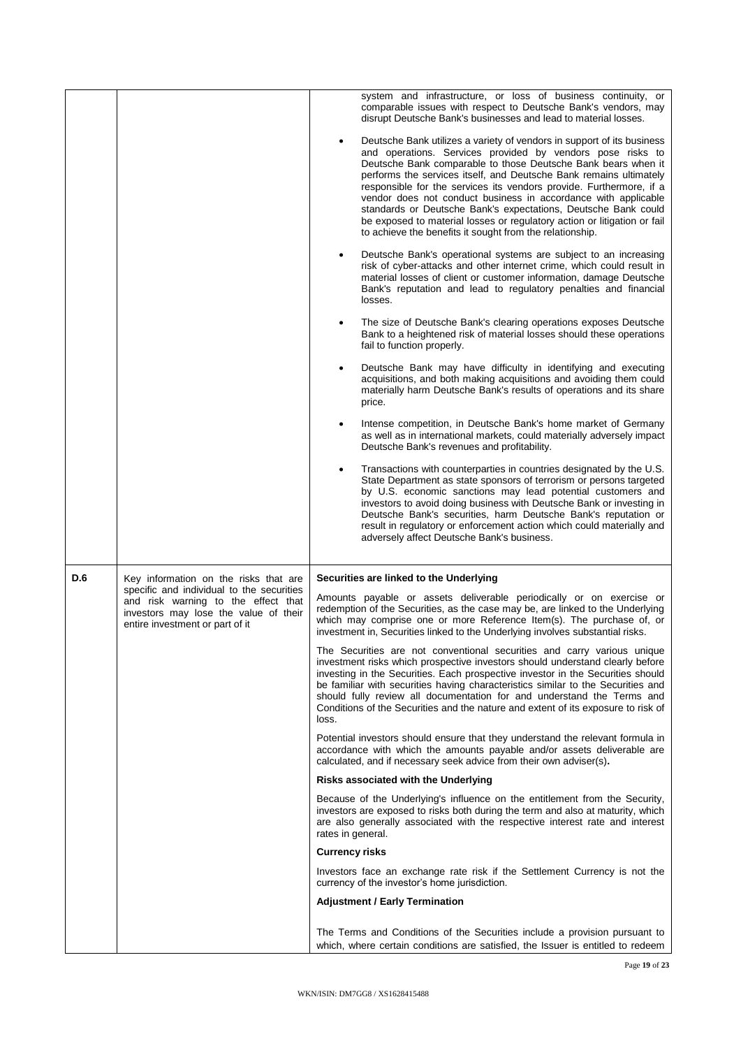| | | |
|---|---|---|
| | | system and infrastructure, or loss of business continuity, or comparable issues with respect to Deutsche Bank's vendors, may disrupt Deutsche Bank's businesses and lead to material losses.<br>• Deutsche Bank utilizes a variety of vendors in support of its business and operations. Services provided by vendors pose risks to Deutsche Bank comparable to those Deutsche Bank bears when it performs the services itself, and Deutsche Bank remains ultimately responsible for the services its vendors provide. Furthermore, if a vendor does not conduct business in accordance with applicable standards or Deutsche Bank's expectations, Deutsche Bank could be exposed to material losses or regulatory action or litigation or fail to achieve the benefits it sought from the relationship.<br>• Deutsche Bank's operational systems are subject to an increasing risk of cyber-attacks and other internet crime, which could result in material losses of client or customer information, damage Deutsche Bank's reputation and lead to regulatory penalties and financial losses.<br>• The size of Deutsche Bank's clearing operations exposes Deutsche Bank to a heightened risk of material losses should these operations fail to function properly.<br>• Deutsche Bank may have difficulty in identifying and executing acquisitions, and both making acquisitions and avoiding them could materially harm Deutsche Bank's results of operations and its share price.<br>• Intense competition, in Deutsche Bank's home market of Germany as well as in international markets, could materially adversely impact Deutsche Bank's revenues and profitability.<br>• Transactions with counterparties in countries designated by the U.S. State Department as state sponsors of terrorism or persons targeted by U.S. economic sanctions may lead potential customers and investors to avoid doing business with Deutsche Bank or investing in Deutsche Bank's securities, harm Deutsche Bank's reputation or result in regulatory or enforcement action which could materially and adversely affect Deutsche Bank's business. |
| D.6 | Key information on the risks that are specific and individual to the securities and risk warning to the effect that investors may lose the value of their entire investment or part of it | **Securities are linked to the Underlying**<br>Amounts payable or assets deliverable periodically or on exercise or redemption of the Securities, as the case may be, are linked to the Underlying which may comprise one or more Reference Item(s). The purchase of, or investment in, Securities linked to the Underlying involves substantial risks.<br>The Securities are not conventional securities and carry various unique investment risks which prospective investors should understand clearly before investing in the Securities. Each prospective investor in the Securities should be familiar with securities having characteristics similar to the Securities and should fully review all documentation for and understand the Terms and Conditions of the Securities and the nature and extent of its exposure to risk of loss.<br>Potential investors should ensure that they understand the relevant formula in accordance with which the amounts payable and/or assets deliverable are calculated, and if necessary seek advice from their own adviser(s).<br>**Risks associated with the Underlying**<br>Because of the Underlying's influence on the entitlement from the Security, investors are exposed to risks both during the term and also at maturity, which are also generally associated with the respective interest rate and interest rates in general.<br>**Currency risks**<br>Investors face an exchange rate risk if the Settlement Currency is not the currency of the investor's home jurisdiction.<br>**Adjustment / Early Termination**<br>The Terms and Conditions of the Securities include a provision pursuant to which, where certain conditions are satisfied, the Issuer is entitled to redeem |

WKN/ISIN: DM7GG8 / XS1628415488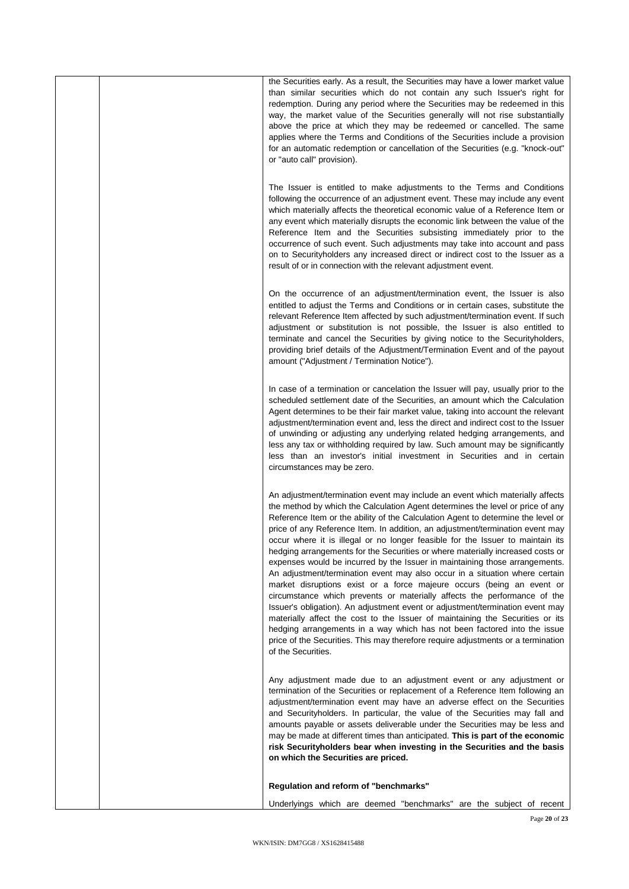the Securities early. As a result, the Securities may have a lower market value than similar securities which do not contain any such Issuer's right for redemption. During any period where the Securities may be redeemed in this way, the market value of the Securities generally will not rise substantially above the price at which they may be redeemed or cancelled. The same applies where the Terms and Conditions of the Securities include a provision for an automatic redemption or cancellation of the Securities (e.g. "knock-out" or "auto call" provision).

The Issuer is entitled to make adjustments to the Terms and Conditions following the occurrence of an adjustment event. These may include any event which materially affects the theoretical economic value of a Reference Item or any event which materially disrupts the economic link between the value of the Reference Item and the Securities subsisting immediately prior to the occurrence of such event. Such adjustments may take into account and pass on to Securityholders any increased direct or indirect cost to the Issuer as a result of or in connection with the relevant adjustment event.

On the occurrence of an adjustment/termination event, the Issuer is also entitled to adjust the Terms and Conditions or in certain cases, substitute the relevant Reference Item affected by such adjustment/termination event. If such adjustment or substitution is not possible, the Issuer is also entitled to terminate and cancel the Securities by giving notice to the Securityholders, providing brief details of the Adjustment/Termination Event and of the payout amount ("Adjustment / Termination Notice").

In case of a termination or cancelation the Issuer will pay, usually prior to the scheduled settlement date of the Securities, an amount which the Calculation Agent determines to be their fair market value, taking into account the relevant adjustment/termination event and, less the direct and indirect cost to the Issuer of unwinding or adjusting any underlying related hedging arrangements, and less any tax or withholding required by law. Such amount may be significantly less than an investor's initial investment in Securities and in certain circumstances may be zero.

An adjustment/termination event may include an event which materially affects the method by which the Calculation Agent determines the level or price of any Reference Item or the ability of the Calculation Agent to determine the level or price of any Reference Item. In addition, an adjustment/termination event may occur where it is illegal or no longer feasible for the Issuer to maintain its hedging arrangements for the Securities or where materially increased costs or expenses would be incurred by the Issuer in maintaining those arrangements. An adjustment/termination event may also occur in a situation where certain market disruptions exist or a force majeure occurs (being an event or circumstance which prevents or materially affects the performance of the Issuer's obligation). An adjustment event or adjustment/termination event may materially affect the cost to the Issuer of maintaining the Securities or its hedging arrangements in a way which has not been factored into the issue price of the Securities. This may therefore require adjustments or a termination of the Securities.

Any adjustment made due to an adjustment event or any adjustment or termination of the Securities or replacement of a Reference Item following an adjustment/termination event may have an adverse effect on the Securities and Securityholders. In particular, the value of the Securities may fall and amounts payable or assets deliverable under the Securities may be less and may be made at different times than anticipated. **This is part of the economic risk Securityholders bear when investing in the Securities and the basis on which the Securities are priced.**

**Regulation and reform of "benchmarks"**

Underlyings which are deemed "benchmarks" are the subject of recent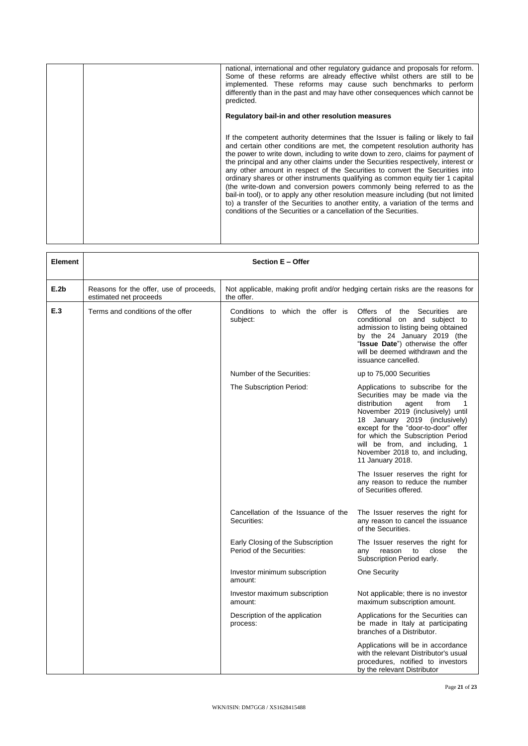| | | |
|---|---|---|
| | | national, international and other regulatory guidance and proposals for reform. Some of these reforms are already effective whilst others are still to be implemented. These reforms may cause such benchmarks to perform differently than in the past and may have other consequences which cannot be predicted.<br><br>**Regulatory bail-in and other resolution measures**<br><br>If the competent authority determines that the Issuer is failing or likely to fail and certain other conditions are met, the competent resolution authority has the power to write down, including to write down to zero, claims for payment of the principal and any other claims under the Securities respectively, interest or any other amount in respect of the Securities to convert the Securities into ordinary shares or other instruments qualifying as common equity tier 1 capital (the write-down and conversion powers commonly being referred to as the bail-in tool), or to apply any other resolution measure including (but not limited to) a transfer of the Securities to another entity, a variation of the terms and conditions of the Securities or a cancellation of the Securities. |

| **Element** | **Section E – Offer** | | |
|---|---|---|---|
| **E.2b** | Reasons for the offer, use of proceeds, estimated net proceeds | Not applicable, making profit and/or hedging certain risks are the reasons for the offer. | |
| **E.3** | Terms and conditions of the offer | Conditions to which the offer is subject: | Offers of the Securities are conditional on and subject to admission to listing being obtained by the 24 January 2019 (the "**Issue Date**") otherwise the offer will be deemed withdrawn and the issuance cancelled. |
| | | Number of the Securities: | up to 75,000 Securities |
| | | The Subscription Period: | Applications to subscribe for the Securities may be made via the distribution agent from 1 November 2019 (inclusively) until 18 January 2019 (inclusively) except for the "door-to-door" offer for which the Subscription Period will be from, and including, 1 November 2018 to, and including, 11 January 2018.<br><br>The Issuer reserves the right for any reason to reduce the number of Securities offered. |
| | | Cancellation of the Issuance of the Securities: | The Issuer reserves the right for any reason to cancel the issuance of the Securities. |
| | | Early Closing of the Subscription Period of the Securities: | The Issuer reserves the right for any reason to close the Subscription Period early. |
| | | Investor minimum subscription amount: | One Security |
| | | Investor maximum subscription amount: | Not applicable; there is no investor maximum subscription amount. |
| | | Description of the application process: | Applications for the Securities can be made in Italy at participating branches of a Distributor.<br><br>Applications will be in accordance with the relevant Distributor's usual procedures, notified to investors by the relevant Distributor |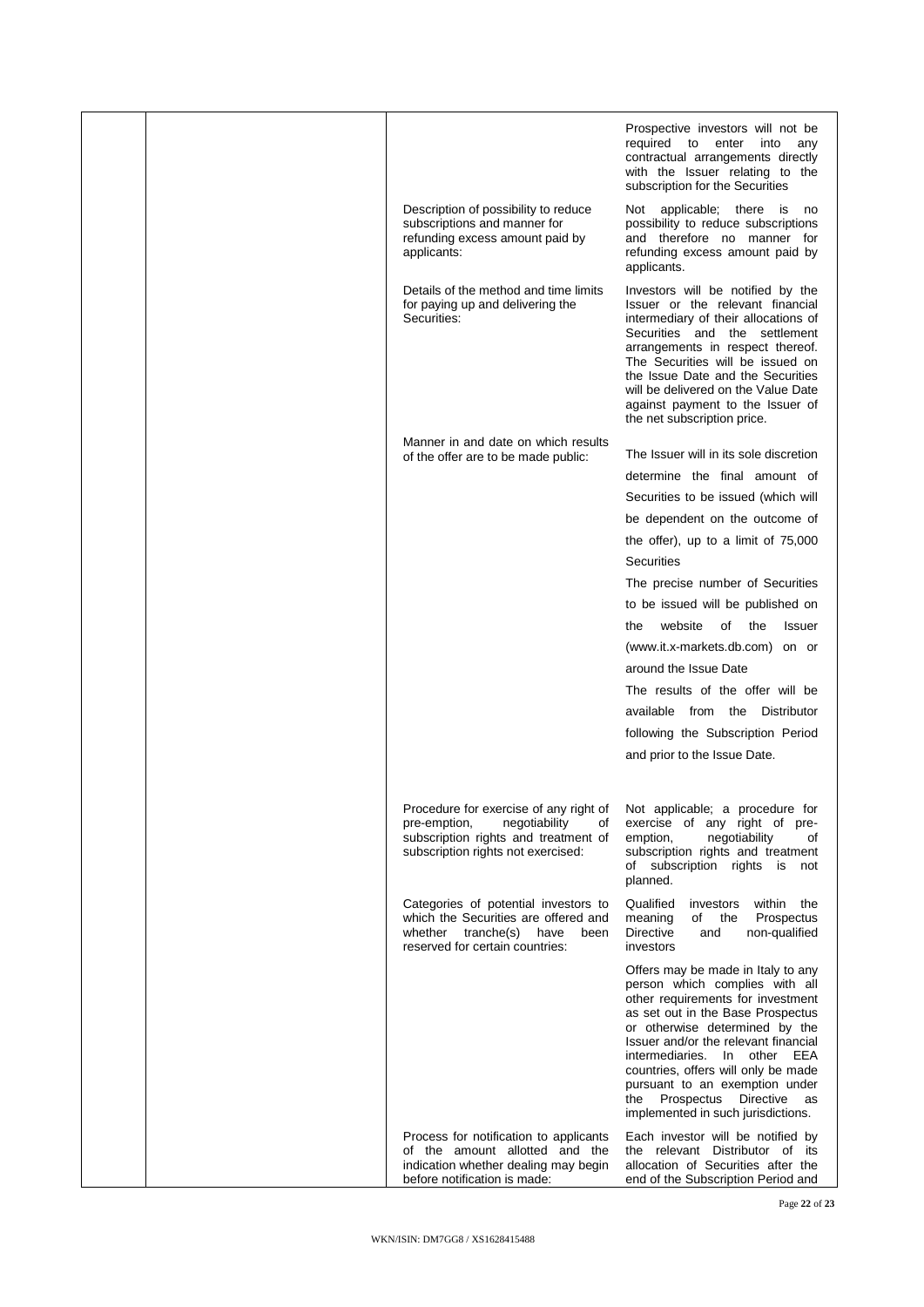| | | | |
|---|---|---|---|
| | | | Prospective investors will not be required to enter into any contractual arrangements directly with the Issuer relating to the subscription for the Securities |
| | | Description of possibility to reduce subscriptions and manner for refunding excess amount paid by applicants: | Not applicable; there is no possibility to reduce subscriptions and therefore no manner for refunding excess amount paid by applicants. |
| | | Details of the method and time limits for paying up and delivering the Securities: | Investors will be notified by the Issuer or the relevant financial intermediary of their allocations of Securities and the settlement arrangements in respect thereof. The Securities will be issued on the Issue Date and the Securities will be delivered on the Value Date against payment to the Issuer of the net subscription price. |
| | | Manner in and date on which results of the offer are to be made public: | The Issuer will in its sole discretion determine the final amount of Securities to be issued (which will be dependent on the outcome of the offer), up to a limit of 75,000 Securities<br><br>The precise number of Securities to be issued will be published on the website of the Issuer (www.it.x-markets.db.com) on or around the Issue Date<br><br>The results of the offer will be available from the Distributor following the Subscription Period and prior to the Issue Date. |
| | | Procedure for exercise of any right of pre-emption, negotiability of subscription rights and treatment of subscription rights not exercised: | Not applicable; a procedure for exercise of any right of pre-emption, negotiability of subscription rights and treatment of subscription rights is not planned. |
| | | Categories of potential investors to which the Securities are offered and whether tranche(s) have been reserved for certain countries: | Qualified investors within the meaning of the Prospectus Directive and non-qualified investors<br><br>Offers may be made in Italy to any person which complies with all other requirements for investment as set out in the Base Prospectus or otherwise determined by the Issuer and/or the relevant financial intermediaries. In other EEA countries, offers will only be made pursuant to an exemption under the Prospectus Directive as implemented in such jurisdictions. |
| | | Process for notification to applicants of the amount allotted and the indication whether dealing may begin before notification is made: | Each investor will be notified by the relevant Distributor of its allocation of Securities after the end of the Subscription Period and |

WKN/ISIN: DM7GG8 / XS1628415488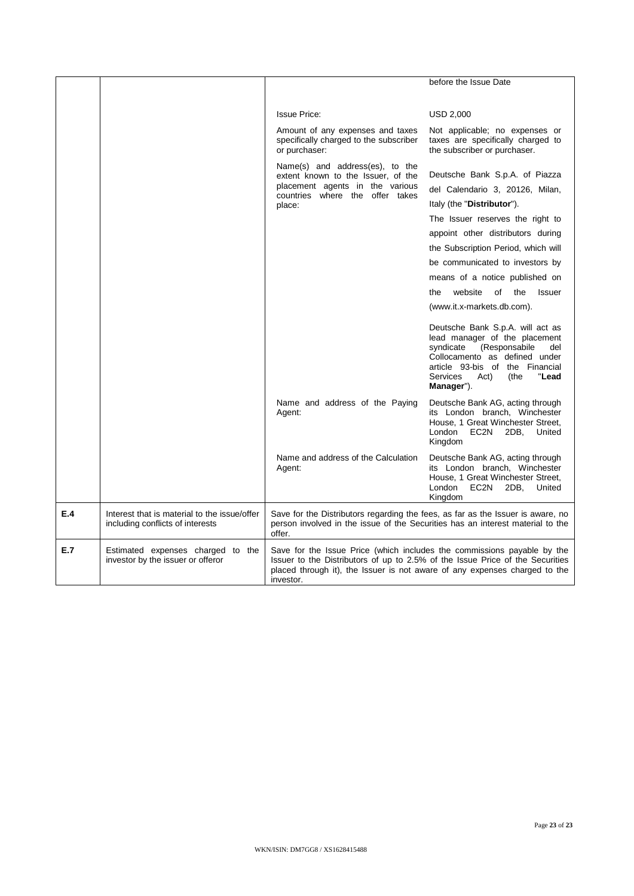| | | | |
|---|---|---|---|
| | | | before the Issue Date |
| | | Issue Price: | USD 2,000 |
| | | Amount of any expenses and taxes specifically charged to the subscriber or purchaser: | Not applicable; no expenses or taxes are specifically charged to the subscriber or purchaser. |
| | | Name(s) and address(es), to the extent known to the Issuer, of the placement agents in the various countries where the offer takes place: | Deutsche Bank S.p.A. of Piazza del Calendario 3, 20126, Milan, Italy (the "**Distributor**"). The Issuer reserves the right to appoint other distributors during the Subscription Period, which will be communicated to investors by means of a notice published on the website of the Issuer (www.it.x-markets.db.com). Deutsche Bank S.p.A. will act as lead manager of the placement syndicate (Responsabile del Collocamento as defined under article 93-bis of the Financial Services Act) (the "**Lead Manager**"). |
| | | Name and address of the Paying Agent: | Deutsche Bank AG, acting through its London branch, Winchester House, 1 Great Winchester Street, London EC2N 2DB, United Kingdom |
| | | Name and address of the Calculation Agent: | Deutsche Bank AG, acting through its London branch, Winchester House, 1 Great Winchester Street, London EC2N 2DB, United Kingdom |
| **E.4** | Interest that is material to the issue/offer including conflicts of interests | Save for the Distributors regarding the fees, as far as the Issuer is aware, no person involved in the issue of the Securities has an interest material to the offer. | |
| **E.7** | Estimated expenses charged to the investor by the issuer or offeror | Save for the Issue Price (which includes the commissions payable by the Issuer to the Distributors of up to 2.5% of the Issue Price of the Securities placed through it), the Issuer is not aware of any expenses charged to the investor. | |

WKN/ISIN: DM7GG8 / XS1628415488